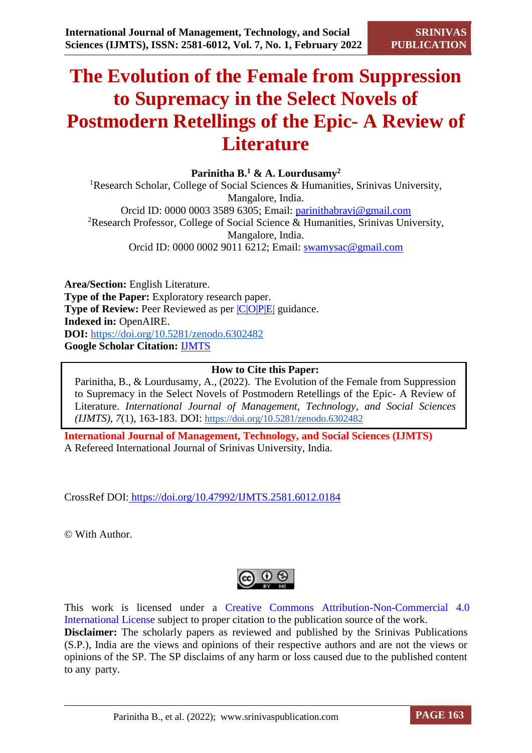# The Evolution of the Female from Suppression to Supremacy in the Select Novels of Postmodern Retellings of the Epic- A Review of Literature

**Parinitha B.[1] & A. Lourdusamy[2]**

[1]Research Scholar, College of Social Sciences & Humanities, Srinivas University, Mangalore, India.
Orcid ID: 0000 0003 3589 6305; Email: parinithabravi@gmail.com

[2]Research Professor, College of Social Science & Humanities, Srinivas University, Mangalore, India.
Orcid ID: 0000 0002 9011 6212; Email: swamysac@gmail.com

**Area/Section:** English Literature.
**Type of the Paper:** Exploratory research paper.
**Type of Review:** Peer Reviewed as per |C|O|P|E| guidance.
**Indexed in:** OpenAIRE.
**DOI:** https://doi.org/10.5281/zenodo.6302482
**Google Scholar Citation:** IJMTS

**How to Cite this Paper:**
Parinitha, B., & Lourdusamy, A., (2022). The Evolution of the Female from Suppression to Supremacy in the Select Novels of Postmodern Retellings of the Epic- A Review of Literature. *International Journal of Management, Technology, and Social Sciences (IJMTS), 7*(1), 163-183. DOI: https://doi.org/10.5281/zenodo.6302482

**International Journal of Management, Technology, and Social Sciences (IJMTS)**
A Refereed International Journal of Srinivas University, India.

CrossRef DOI: https://doi.org/10.47992/IJMTS.2581.6012.0184

© With Author.

This work is licensed under a Creative Commons Attribution-Non-Commercial 4.0 International License subject to proper citation to the publication source of the work.
**Disclaimer:** The scholarly papers as reviewed and published by the Srinivas Publications (S.P.), India are the views and opinions of their respective authors and are not the views or opinions of the SP. The SP disclaims of any harm or loss caused due to the published content to any party.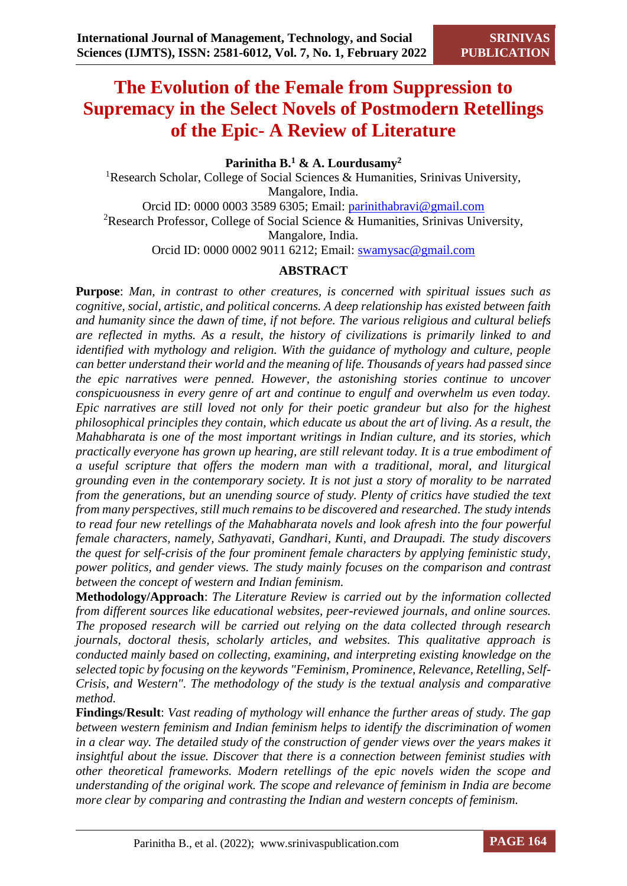# The Evolution of the Female from Suppression to Supremacy in the Select Novels of Postmodern Retellings of the Epic- A Review of Literature

**Parinitha B.[1] & A. Lourdusamy[2]**

[1]Research Scholar, College of Social Sciences & Humanities, Srinivas University, Mangalore, India.
Orcid ID: 0000 0003 3589 6305; Email: parinithabravi@gmail.com

[2]Research Professor, College of Social Science & Humanities, Srinivas University, Mangalore, India.
Orcid ID: 0000 0002 9011 6212; Email: swamysac@gmail.com

## ABSTRACT

**Purpose**: *Man, in contrast to other creatures, is concerned with spiritual issues such as cognitive, social, artistic, and political concerns. A deep relationship has existed between faith and humanity since the dawn of time, if not before. The various religious and cultural beliefs are reflected in myths. As a result, the history of civilizations is primarily linked to and identified with mythology and religion. With the guidance of mythology and culture, people can better understand their world and the meaning of life. Thousands of years had passed since the epic narratives were penned. However, the astonishing stories continue to uncover conspicuousness in every genre of art and continue to engulf and overwhelm us even today. Epic narratives are still loved not only for their poetic grandeur but also for the highest philosophical principles they contain, which educate us about the art of living. As a result, the Mahabharata is one of the most important writings in Indian culture, and its stories, which practically everyone has grown up hearing, are still relevant today. It is a true embodiment of a useful scripture that offers the modern man with a traditional, moral, and liturgical grounding even in the contemporary society. It is not just a story of morality to be narrated from the generations, but an unending source of study. Plenty of critics have studied the text from many perspectives, still much remains to be discovered and researched. The study intends to read four new retellings of the Mahabharata novels and look afresh into the four powerful female characters, namely, Sathyavati, Gandhari, Kunti, and Draupadi. The study discovers the quest for self-crisis of the four prominent female characters by applying feministic study, power politics, and gender views. The study mainly focuses on the comparison and contrast between the concept of western and Indian feminism.*

**Methodology/Approach**: *The Literature Review is carried out by the information collected from different sources like educational websites, peer-reviewed journals, and online sources. The proposed research will be carried out relying on the data collected through research journals, doctoral thesis, scholarly articles, and websites. This qualitative approach is conducted mainly based on collecting, examining, and interpreting existing knowledge on the selected topic by focusing on the keywords "Feminism, Prominence, Relevance, Retelling, Self-Crisis, and Western". The methodology of the study is the textual analysis and comparative method.*

**Findings/Result**: *Vast reading of mythology will enhance the further areas of study. The gap between western feminism and Indian feminism helps to identify the discrimination of women in a clear way. The detailed study of the construction of gender views over the years makes it insightful about the issue. Discover that there is a connection between feminist studies with other theoretical frameworks. Modern retellings of the epic novels widen the scope and understanding of the original work. The scope and relevance of feminism in India are become more clear by comparing and contrasting the Indian and western concepts of feminism.*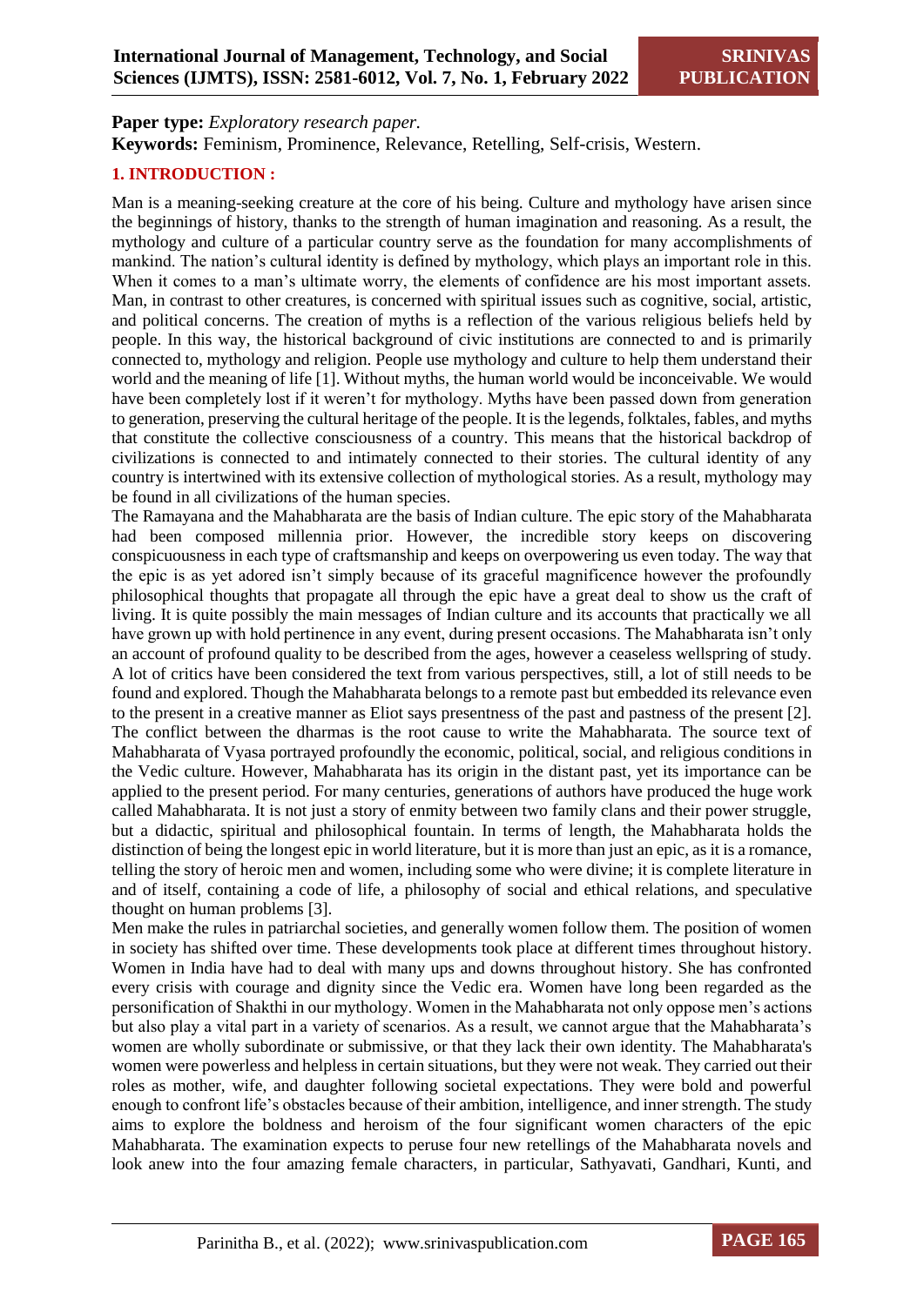**Paper type:** *Exploratory research paper.*

**Keywords:** Feminism, Prominence, Relevance, Retelling, Self-crisis, Western.

## 1. INTRODUCTION :

Man is a meaning-seeking creature at the core of his being. Culture and mythology have arisen since the beginnings of history, thanks to the strength of human imagination and reasoning. As a result, the mythology and culture of a particular country serve as the foundation for many accomplishments of mankind. The nation's cultural identity is defined by mythology, which plays an important role in this. When it comes to a man's ultimate worry, the elements of confidence are his most important assets. Man, in contrast to other creatures, is concerned with spiritual issues such as cognitive, social, artistic, and political concerns. The creation of myths is a reflection of the various religious beliefs held by people. In this way, the historical background of civic institutions are connected to and is primarily connected to, mythology and religion. People use mythology and culture to help them understand their world and the meaning of life [1]. Without myths, the human world would be inconceivable. We would have been completely lost if it weren't for mythology. Myths have been passed down from generation to generation, preserving the cultural heritage of the people. It is the legends, folktales, fables, and myths that constitute the collective consciousness of a country. This means that the historical backdrop of civilizations is connected to and intimately connected to their stories. The cultural identity of any country is intertwined with its extensive collection of mythological stories. As a result, mythology may be found in all civilizations of the human species.

The Ramayana and the Mahabharata are the basis of Indian culture. The epic story of the Mahabharata had been composed millennia prior. However, the incredible story keeps on discovering conspicuousness in each type of craftsmanship and keeps on overpowering us even today. The way that the epic is as yet adored isn't simply because of its graceful magnificence however the profoundly philosophical thoughts that propagate all through the epic have a great deal to show us the craft of living. It is quite possibly the main messages of Indian culture and its accounts that practically we all have grown up with hold pertinence in any event, during present occasions. The Mahabharata isn't only an account of profound quality to be described from the ages, however a ceaseless wellspring of study. A lot of critics have been considered the text from various perspectives, still, a lot of still needs to be found and explored. Though the Mahabharata belongs to a remote past but embedded its relevance even to the present in a creative manner as Eliot says presentness of the past and pastness of the present [2]. The conflict between the dharmas is the root cause to write the Mahabharata. The source text of Mahabharata of Vyasa portrayed profoundly the economic, political, social, and religious conditions in the Vedic culture. However, Mahabharata has its origin in the distant past, yet its importance can be applied to the present period. For many centuries, generations of authors have produced the huge work called Mahabharata. It is not just a story of enmity between two family clans and their power struggle, but a didactic, spiritual and philosophical fountain. In terms of length, the Mahabharata holds the distinction of being the longest epic in world literature, but it is more than just an epic, as it is a romance, telling the story of heroic men and women, including some who were divine; it is complete literature in and of itself, containing a code of life, a philosophy of social and ethical relations, and speculative thought on human problems [3].

Men make the rules in patriarchal societies, and generally women follow them. The position of women in society has shifted over time. These developments took place at different times throughout history. Women in India have had to deal with many ups and downs throughout history. She has confronted every crisis with courage and dignity since the Vedic era. Women have long been regarded as the personification of Shakthi in our mythology. Women in the Mahabharata not only oppose men's actions but also play a vital part in a variety of scenarios. As a result, we cannot argue that the Mahabharata's women are wholly subordinate or submissive, or that they lack their own identity. The Mahabharata's women were powerless and helpless in certain situations, but they were not weak. They carried out their roles as mother, wife, and daughter following societal expectations. They were bold and powerful enough to confront life's obstacles because of their ambition, intelligence, and inner strength. The study aims to explore the boldness and heroism of the four significant women characters of the epic Mahabharata. The examination expects to peruse four new retellings of the Mahabharata novels and look anew into the four amazing female characters, in particular, Sathyavati, Gandhari, Kunti, and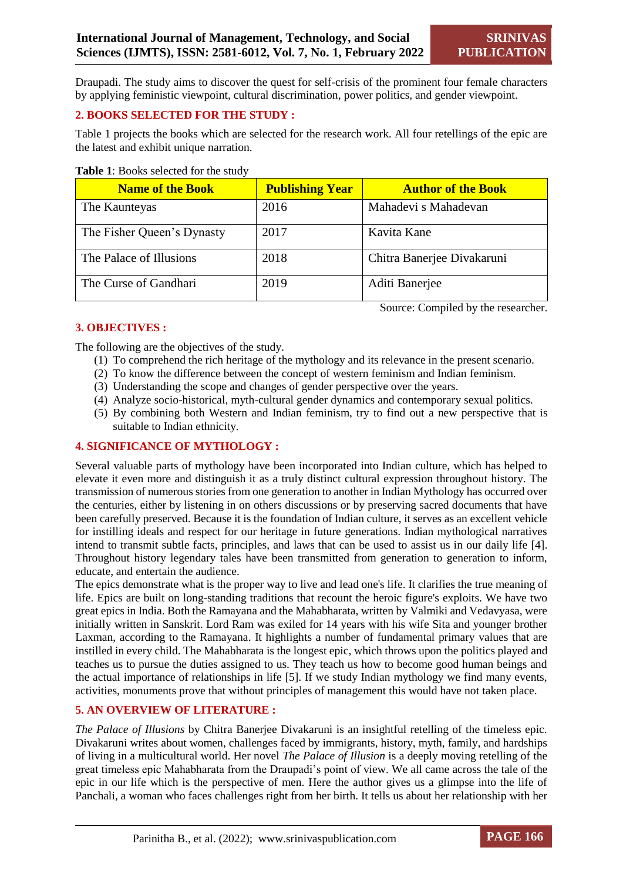Draupadi. The study aims to discover the quest for self-crisis of the prominent four female characters by applying feministic viewpoint, cultural discrimination, power politics, and gender viewpoint.

## 2. BOOKS SELECTED FOR THE STUDY :

Table 1 projects the books which are selected for the research work. All four retellings of the epic are the latest and exhibit unique narration.

**Table 1**: Books selected for the study

| Name of the Book | Publishing Year | Author of the Book |
|---|---|---|
| The Kaunteyas | 2016 | Mahadevi s Mahadevan |
| The Fisher Queen's Dynasty | 2017 | Kavita Kane |
| The Palace of Illusions | 2018 | Chitra Banerjee Divakaruni |
| The Curse of Gandhari | 2019 | Aditi Banerjee |

Source: Compiled by the researcher.

## 3. OBJECTIVES :

The following are the objectives of the study.

(1) To comprehend the rich heritage of the mythology and its relevance in the present scenario.
(2) To know the difference between the concept of western feminism and Indian feminism.
(3) Understanding the scope and changes of gender perspective over the years.
(4) Analyze socio-historical, myth-cultural gender dynamics and contemporary sexual politics.
(5) By combining both Western and Indian feminism, try to find out a new perspective that is suitable to Indian ethnicity.

## 4. SIGNIFICANCE OF MYTHOLOGY :

Several valuable parts of mythology have been incorporated into Indian culture, which has helped to elevate it even more and distinguish it as a truly distinct cultural expression throughout history. The transmission of numerous stories from one generation to another in Indian Mythology has occurred over the centuries, either by listening in on others discussions or by preserving sacred documents that have been carefully preserved. Because it is the foundation of Indian culture, it serves as an excellent vehicle for instilling ideals and respect for our heritage in future generations. Indian mythological narratives intend to transmit subtle facts, principles, and laws that can be used to assist us in our daily life [4]. Throughout history legendary tales have been transmitted from generation to generation to inform, educate, and entertain the audience.

The epics demonstrate what is the proper way to live and lead one's life. It clarifies the true meaning of life. Epics are built on long-standing traditions that recount the heroic figure's exploits. We have two great epics in India. Both the Ramayana and the Mahabharata, written by Valmiki and Vedavyasa, were initially written in Sanskrit. Lord Ram was exiled for 14 years with his wife Sita and younger brother Laxman, according to the Ramayana. It highlights a number of fundamental primary values that are instilled in every child. The Mahabharata is the longest epic, which throws upon the politics played and teaches us to pursue the duties assigned to us. They teach us how to become good human beings and the actual importance of relationships in life [5]. If we study Indian mythology we find many events, activities, monuments prove that without principles of management this would have not taken place.

## 5. AN OVERVIEW OF LITERATURE :

*The Palace of Illusions* by Chitra Banerjee Divakaruni is an insightful retelling of the timeless epic. Divakaruni writes about women, challenges faced by immigrants, history, myth, family, and hardships of living in a multicultural world. Her novel *The Palace of Illusion* is a deeply moving retelling of the great timeless epic Mahabharata from the Draupadi's point of view. We all came across the tale of the epic in our life which is the perspective of men. Here the author gives us a glimpse into the life of Panchali, a woman who faces challenges right from her birth. It tells us about her relationship with her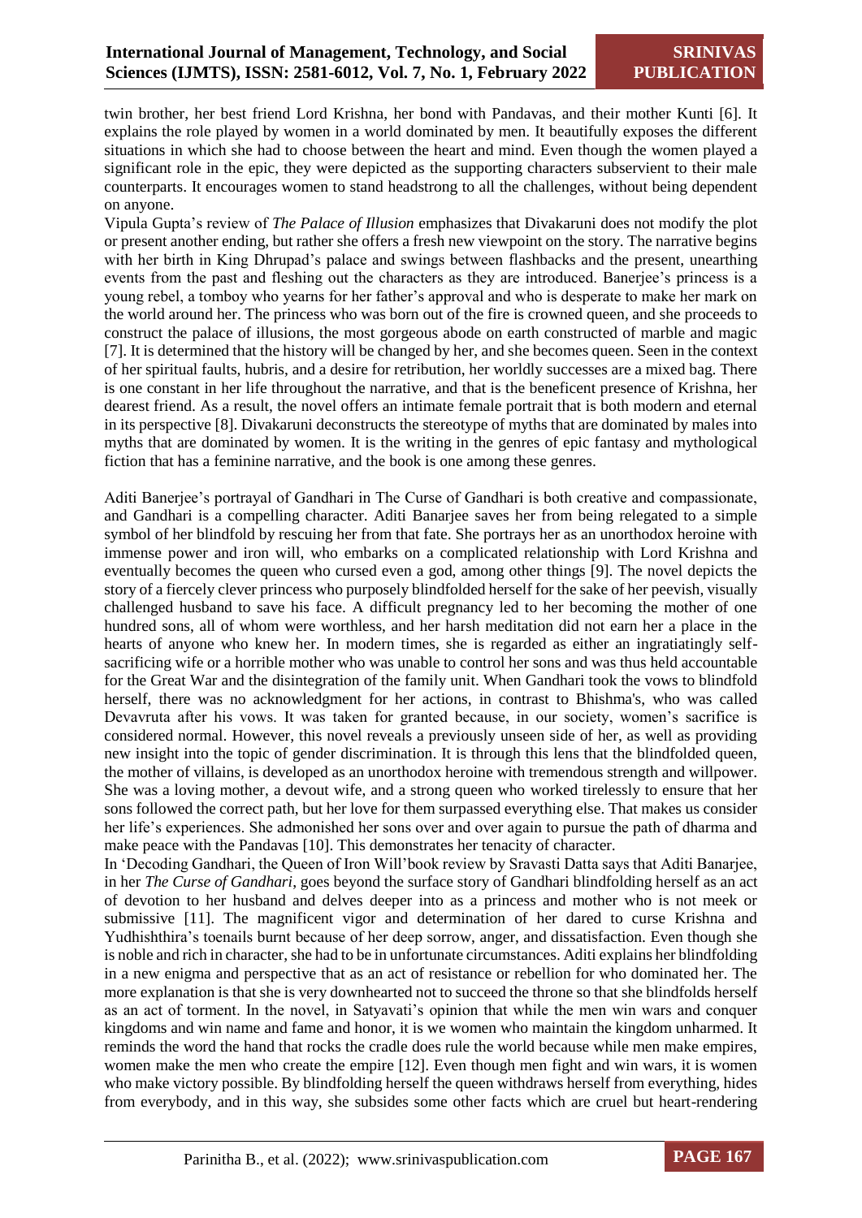twin brother, her best friend Lord Krishna, her bond with Pandavas, and their mother Kunti [6]. It explains the role played by women in a world dominated by men. It beautifully exposes the different situations in which she had to choose between the heart and mind. Even though the women played a significant role in the epic, they were depicted as the supporting characters subservient to their male counterparts. It encourages women to stand headstrong to all the challenges, without being dependent on anyone.

Vipula Gupta's review of *The Palace of Illusion* emphasizes that Divakaruni does not modify the plot or present another ending, but rather she offers a fresh new viewpoint on the story. The narrative begins with her birth in King Dhrupad's palace and swings between flashbacks and the present, unearthing events from the past and fleshing out the characters as they are introduced. Banerjee's princess is a young rebel, a tomboy who yearns for her father's approval and who is desperate to make her mark on the world around her. The princess who was born out of the fire is crowned queen, and she proceeds to construct the palace of illusions, the most gorgeous abode on earth constructed of marble and magic [7]. It is determined that the history will be changed by her, and she becomes queen. Seen in the context of her spiritual faults, hubris, and a desire for retribution, her worldly successes are a mixed bag. There is one constant in her life throughout the narrative, and that is the beneficent presence of Krishna, her dearest friend. As a result, the novel offers an intimate female portrait that is both modern and eternal in its perspective [8]. Divakaruni deconstructs the stereotype of myths that are dominated by males into myths that are dominated by women. It is the writing in the genres of epic fantasy and mythological fiction that has a feminine narrative, and the book is one among these genres.

Aditi Banerjee's portrayal of Gandhari in The Curse of Gandhari is both creative and compassionate, and Gandhari is a compelling character. Aditi Banarjee saves her from being relegated to a simple symbol of her blindfold by rescuing her from that fate. She portrays her as an unorthodox heroine with immense power and iron will, who embarks on a complicated relationship with Lord Krishna and eventually becomes the queen who cursed even a god, among other things [9]. The novel depicts the story of a fiercely clever princess who purposely blindfolded herself for the sake of her peevish, visually challenged husband to save his face. A difficult pregnancy led to her becoming the mother of one hundred sons, all of whom were worthless, and her harsh meditation did not earn her a place in the hearts of anyone who knew her. In modern times, she is regarded as either an ingratiatingly self-sacrificing wife or a horrible mother who was unable to control her sons and was thus held accountable for the Great War and the disintegration of the family unit. When Gandhari took the vows to blindfold herself, there was no acknowledgment for her actions, in contrast to Bhishma's, who was called Devavruta after his vows. It was taken for granted because, in our society, women's sacrifice is considered normal. However, this novel reveals a previously unseen side of her, as well as providing new insight into the topic of gender discrimination. It is through this lens that the blindfolded queen, the mother of villains, is developed as an unorthodox heroine with tremendous strength and willpower. She was a loving mother, a devout wife, and a strong queen who worked tirelessly to ensure that her sons followed the correct path, but her love for them surpassed everything else. That makes us consider her life's experiences. She admonished her sons over and over again to pursue the path of dharma and make peace with the Pandavas [10]. This demonstrates her tenacity of character.

In 'Decoding Gandhari, the Queen of Iron Will'book review by Sravasti Datta says that Aditi Banarjee, in her *The Curse of Gandhari*, goes beyond the surface story of Gandhari blindfolding herself as an act of devotion to her husband and delves deeper into as a princess and mother who is not meek or submissive [11]. The magnificent vigor and determination of her dared to curse Krishna and Yudhishthira's toenails burnt because of her deep sorrow, anger, and dissatisfaction. Even though she is noble and rich in character, she had to be in unfortunate circumstances. Aditi explains her blindfolding in a new enigma and perspective that as an act of resistance or rebellion for who dominated her. The more explanation is that she is very downhearted not to succeed the throne so that she blindfolds herself as an act of torment. In the novel, in Satyavati's opinion that while the men win wars and conquer kingdoms and win name and fame and honor, it is we women who maintain the kingdom unharmed. It reminds the word the hand that rocks the cradle does rule the world because while men make empires, women make the men who create the empire [12]. Even though men fight and win wars, it is women who make victory possible. By blindfolding herself the queen withdraws herself from everything, hides from everybody, and in this way, she subsides some other facts which are cruel but heart-rendering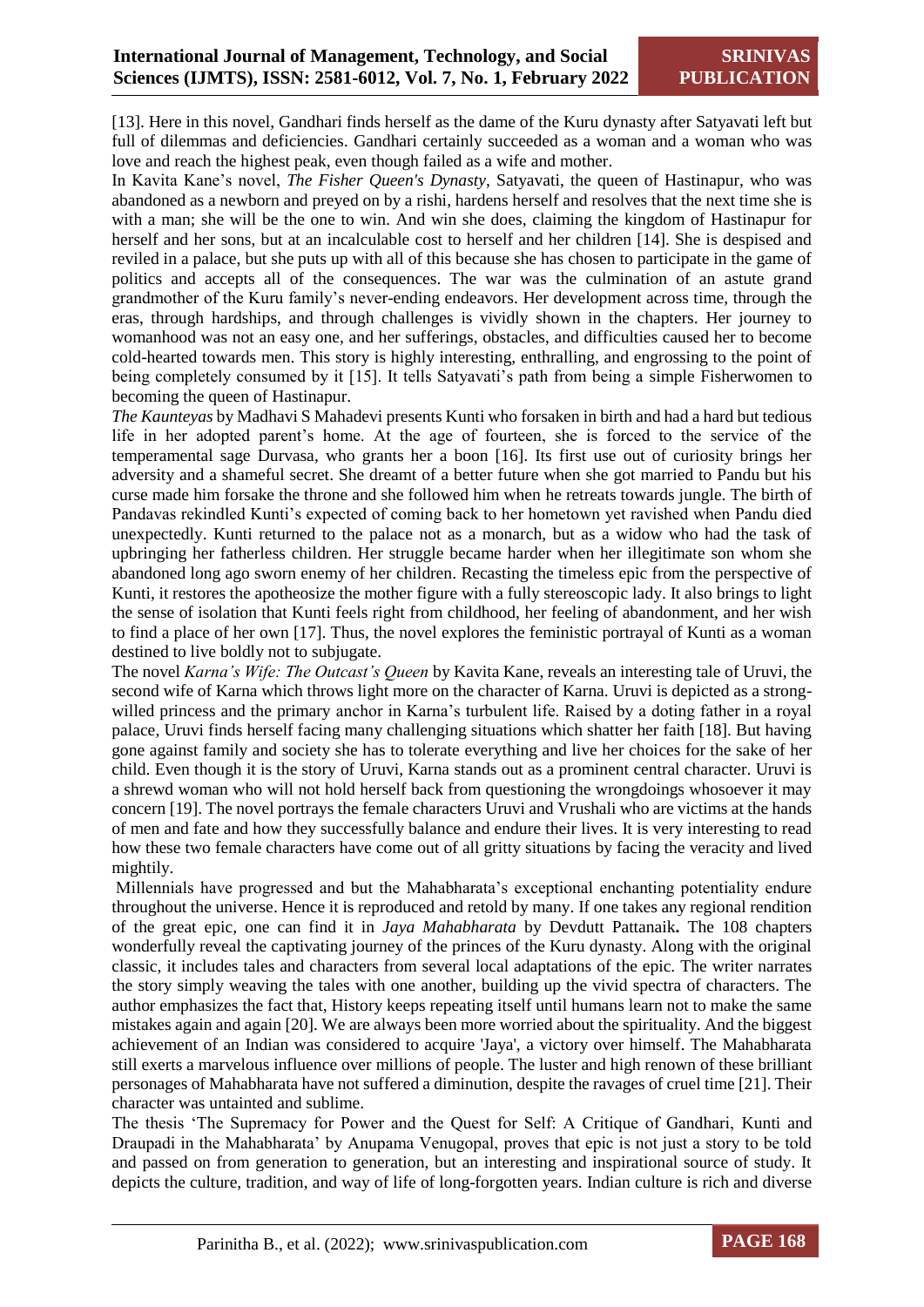[13]. Here in this novel, Gandhari finds herself as the dame of the Kuru dynasty after Satyavati left but full of dilemmas and deficiencies. Gandhari certainly succeeded as a woman and a woman who was love and reach the highest peak, even though failed as a wife and mother.

In Kavita Kane's novel, *The Fisher Queen's Dynasty*, Satyavati, the queen of Hastinapur, who was abandoned as a newborn and preyed on by a rishi, hardens herself and resolves that the next time she is with a man; she will be the one to win. And win she does, claiming the kingdom of Hastinapur for herself and her sons, but at an incalculable cost to herself and her children [14]. She is despised and reviled in a palace, but she puts up with all of this because she has chosen to participate in the game of politics and accepts all of the consequences. The war was the culmination of an astute grand grandmother of the Kuru family's never-ending endeavors. Her development across time, through the eras, through hardships, and through challenges is vividly shown in the chapters. Her journey to womanhood was not an easy one, and her sufferings, obstacles, and difficulties caused her to become cold-hearted towards men. This story is highly interesting, enthralling, and engrossing to the point of being completely consumed by it [15]. It tells Satyavati's path from being a simple Fisherwomen to becoming the queen of Hastinapur.

*The Kaunteyas* by Madhavi S Mahadevi presents Kunti who forsaken in birth and had a hard but tedious life in her adopted parent's home. At the age of fourteen, she is forced to the service of the temperamental sage Durvasa, who grants her a boon [16]. Its first use out of curiosity brings her adversity and a shameful secret. She dreamt of a better future when she got married to Pandu but his curse made him forsake the throne and she followed him when he retreats towards jungle. The birth of Pandavas rekindled Kunti's expected of coming back to her hometown yet ravished when Pandu died unexpectedly. Kunti returned to the palace not as a monarch, but as a widow who had the task of upbringing her fatherless children. Her struggle became harder when her illegitimate son whom she abandoned long ago sworn enemy of her children. Recasting the timeless epic from the perspective of Kunti, it restores the apotheosize the mother figure with a fully stereoscopic lady. It also brings to light the sense of isolation that Kunti feels right from childhood, her feeling of abandonment, and her wish to find a place of her own [17]. Thus, the novel explores the feministic portrayal of Kunti as a woman destined to live boldly not to subjugate.

The novel *Karna's Wife: The Outcast's Queen* by Kavita Kane, reveals an interesting tale of Uruvi, the second wife of Karna which throws light more on the character of Karna. Uruvi is depicted as a strong-willed princess and the primary anchor in Karna's turbulent life. Raised by a doting father in a royal palace, Uruvi finds herself facing many challenging situations which shatter her faith [18]. But having gone against family and society she has to tolerate everything and live her choices for the sake of her child. Even though it is the story of Uruvi, Karna stands out as a prominent central character. Uruvi is a shrewd woman who will not hold herself back from questioning the wrongdoings whosoever it may concern [19]. The novel portrays the female characters Uruvi and Vrushali who are victims at the hands of men and fate and how they successfully balance and endure their lives. It is very interesting to read how these two female characters have come out of all gritty situations by facing the veracity and lived mightily.

Millennials have progressed and but the Mahabharata's exceptional enchanting potentiality endure throughout the universe. Hence it is reproduced and retold by many. If one takes any regional rendition of the great epic, one can find it in *Jaya Mahabharata* by Devdutt Pattanaik**.** The 108 chapters wonderfully reveal the captivating journey of the princes of the Kuru dynasty. Along with the original classic, it includes tales and characters from several local adaptations of the epic. The writer narrates the story simply weaving the tales with one another, building up the vivid spectra of characters. The author emphasizes the fact that, History keeps repeating itself until humans learn not to make the same mistakes again and again [20]. We are always been more worried about the spirituality. And the biggest achievement of an Indian was considered to acquire 'Jaya', a victory over himself. The Mahabharata still exerts a marvelous influence over millions of people. The luster and high renown of these brilliant personages of Mahabharata have not suffered a diminution, despite the ravages of cruel time [21]. Their character was untainted and sublime.

The thesis 'The Supremacy for Power and the Quest for Self: A Critique of Gandhari, Kunti and Draupadi in the Mahabharata' by Anupama Venugopal, proves that epic is not just a story to be told and passed on from generation to generation, but an interesting and inspirational source of study. It depicts the culture, tradition, and way of life of long-forgotten years. Indian culture is rich and diverse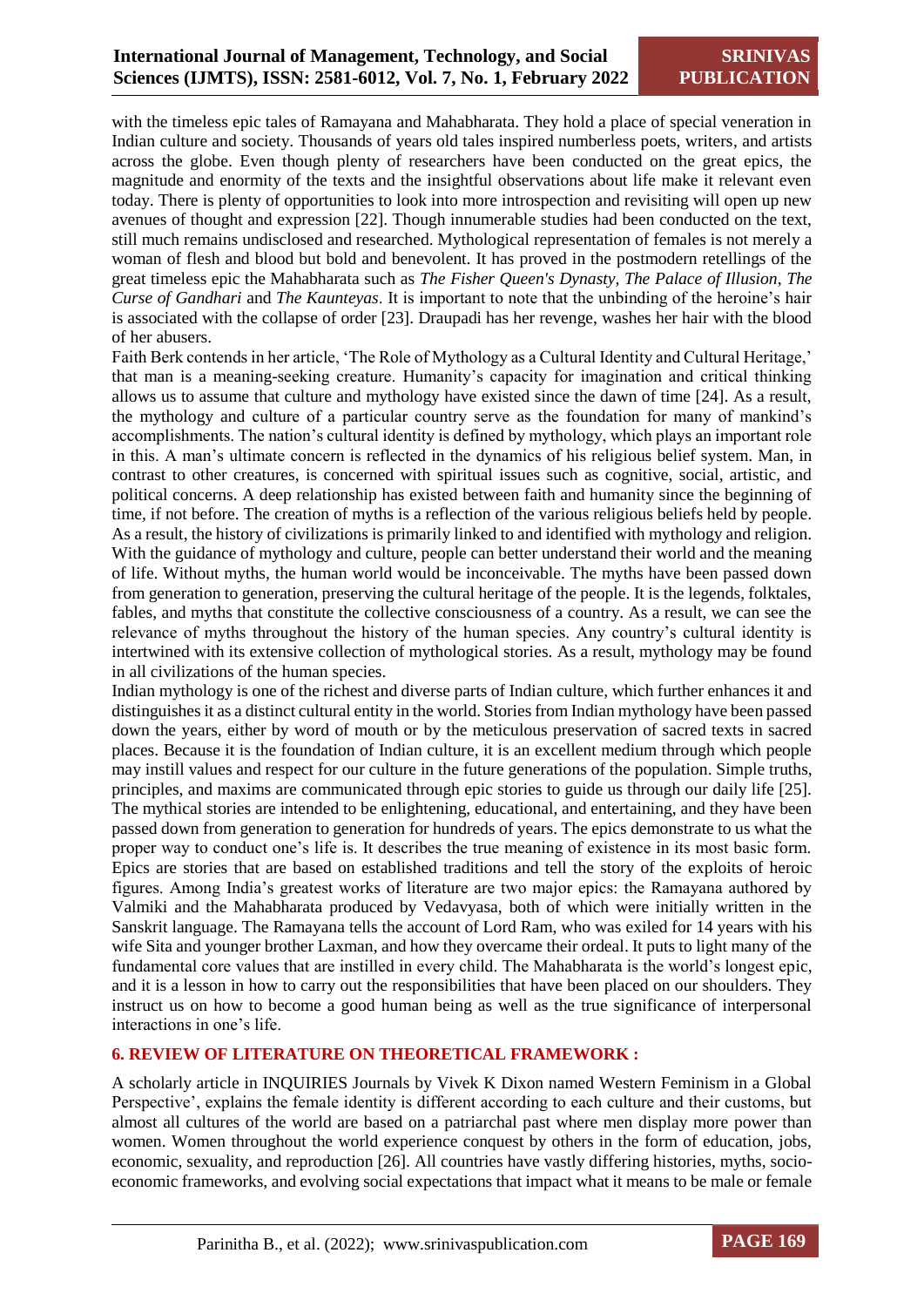with the timeless epic tales of Ramayana and Mahabharata. They hold a place of special veneration in Indian culture and society. Thousands of years old tales inspired numberless poets, writers, and artists across the globe. Even though plenty of researchers have been conducted on the great epics, the magnitude and enormity of the texts and the insightful observations about life make it relevant even today. There is plenty of opportunities to look into more introspection and revisiting will open up new avenues of thought and expression [22]. Though innumerable studies had been conducted on the text, still much remains undisclosed and researched. Mythological representation of females is not merely a woman of flesh and blood but bold and benevolent. It has proved in the postmodern retellings of the great timeless epic the Mahabharata such as *The Fisher Queen's Dynasty*, *The Palace of Illusion*, *The Curse of Gandhari* and *The Kaunteyas*. It is important to note that the unbinding of the heroine's hair is associated with the collapse of order [23]. Draupadi has her revenge, washes her hair with the blood of her abusers.

Faith Berk contends in her article, 'The Role of Mythology as a Cultural Identity and Cultural Heritage,' that man is a meaning-seeking creature. Humanity's capacity for imagination and critical thinking allows us to assume that culture and mythology have existed since the dawn of time [24]. As a result, the mythology and culture of a particular country serve as the foundation for many of mankind's accomplishments. The nation's cultural identity is defined by mythology, which plays an important role in this. A man's ultimate concern is reflected in the dynamics of his religious belief system. Man, in contrast to other creatures, is concerned with spiritual issues such as cognitive, social, artistic, and political concerns. A deep relationship has existed between faith and humanity since the beginning of time, if not before. The creation of myths is a reflection of the various religious beliefs held by people. As a result, the history of civilizations is primarily linked to and identified with mythology and religion. With the guidance of mythology and culture, people can better understand their world and the meaning of life. Without myths, the human world would be inconceivable. The myths have been passed down from generation to generation, preserving the cultural heritage of the people. It is the legends, folktales, fables, and myths that constitute the collective consciousness of a country. As a result, we can see the relevance of myths throughout the history of the human species. Any country's cultural identity is intertwined with its extensive collection of mythological stories. As a result, mythology may be found in all civilizations of the human species.

Indian mythology is one of the richest and diverse parts of Indian culture, which further enhances it and distinguishes it as a distinct cultural entity in the world. Stories from Indian mythology have been passed down the years, either by word of mouth or by the meticulous preservation of sacred texts in sacred places. Because it is the foundation of Indian culture, it is an excellent medium through which people may instill values and respect for our culture in the future generations of the population. Simple truths, principles, and maxims are communicated through epic stories to guide us through our daily life [25]. The mythical stories are intended to be enlightening, educational, and entertaining, and they have been passed down from generation to generation for hundreds of years. The epics demonstrate to us what the proper way to conduct one's life is. It describes the true meaning of existence in its most basic form. Epics are stories that are based on established traditions and tell the story of the exploits of heroic figures. Among India's greatest works of literature are two major epics: the Ramayana authored by Valmiki and the Mahabharata produced by Vedavyasa, both of which were initially written in the Sanskrit language. The Ramayana tells the account of Lord Ram, who was exiled for 14 years with his wife Sita and younger brother Laxman, and how they overcame their ordeal. It puts to light many of the fundamental core values that are instilled in every child. The Mahabharata is the world's longest epic, and it is a lesson in how to carry out the responsibilities that have been placed on our shoulders. They instruct us on how to become a good human being as well as the true significance of interpersonal interactions in one's life.

## 6. REVIEW OF LITERATURE ON THEORETICAL FRAMEWORK :

A scholarly article in INQUIRIES Journals by Vivek K Dixon named Western Feminism in a Global Perspective', explains the female identity is different according to each culture and their customs, but almost all cultures of the world are based on a patriarchal past where men display more power than women. Women throughout the world experience conquest by others in the form of education, jobs, economic, sexuality, and reproduction [26]. All countries have vastly differing histories, myths, socio-economic frameworks, and evolving social expectations that impact what it means to be male or female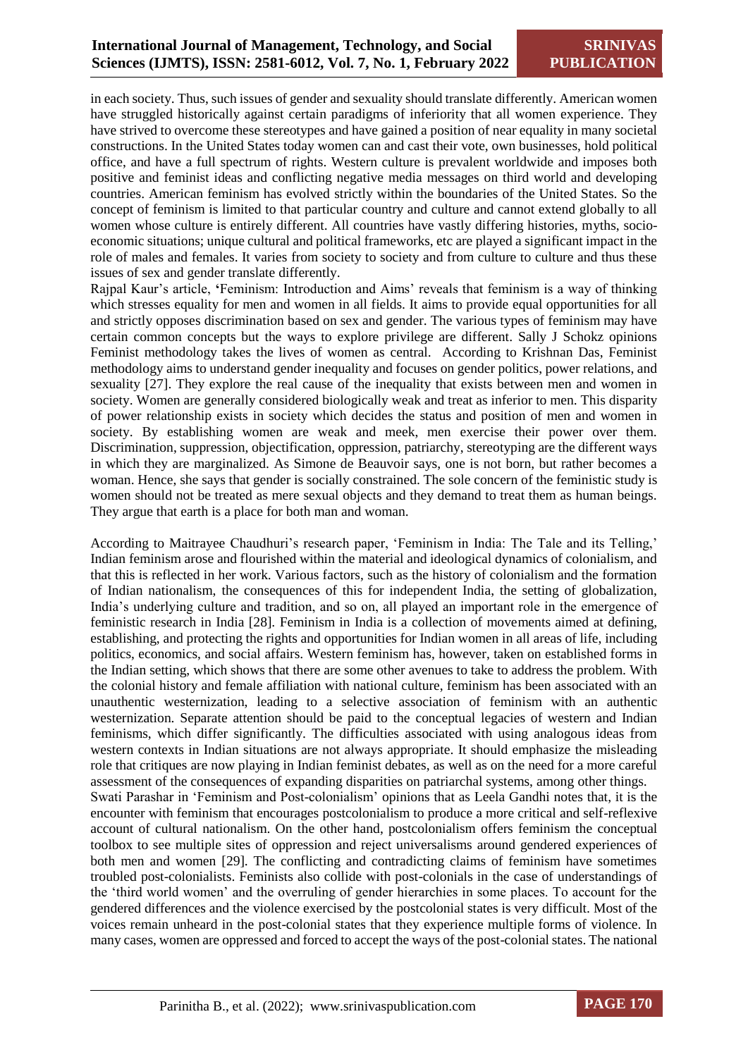in each society. Thus, such issues of gender and sexuality should translate differently. American women have struggled historically against certain paradigms of inferiority that all women experience. They have strived to overcome these stereotypes and have gained a position of near equality in many societal constructions. In the United States today women can and cast their vote, own businesses, hold political office, and have a full spectrum of rights. Western culture is prevalent worldwide and imposes both positive and feminist ideas and conflicting negative media messages on third world and developing countries. American feminism has evolved strictly within the boundaries of the United States. So the concept of feminism is limited to that particular country and culture and cannot extend globally to all women whose culture is entirely different. All countries have vastly differing histories, myths, socio-economic situations; unique cultural and political frameworks, etc are played a significant impact in the role of males and females. It varies from society to society and from culture to culture and thus these issues of sex and gender translate differently.

Rajpal Kaur's article, 'Feminism: Introduction and Aims' reveals that feminism is a way of thinking which stresses equality for men and women in all fields. It aims to provide equal opportunities for all and strictly opposes discrimination based on sex and gender. The various types of feminism may have certain common concepts but the ways to explore privilege are different. Sally J Schokz opinions Feminist methodology takes the lives of women as central. According to Krishnan Das, Feminist methodology aims to understand gender inequality and focuses on gender politics, power relations, and sexuality [27]. They explore the real cause of the inequality that exists between men and women in society. Women are generally considered biologically weak and treat as inferior to men. This disparity of power relationship exists in society which decides the status and position of men and women in society. By establishing women are weak and meek, men exercise their power over them. Discrimination, suppression, objectification, oppression, patriarchy, stereotyping are the different ways in which they are marginalized. As Simone de Beauvoir says, one is not born, but rather becomes a woman. Hence, she says that gender is socially constrained. The sole concern of the feministic study is women should not be treated as mere sexual objects and they demand to treat them as human beings. They argue that earth is a place for both man and woman.

According to Maitrayee Chaudhuri's research paper, 'Feminism in India: The Tale and its Telling,' Indian feminism arose and flourished within the material and ideological dynamics of colonialism, and that this is reflected in her work. Various factors, such as the history of colonialism and the formation of Indian nationalism, the consequences of this for independent India, the setting of globalization, India's underlying culture and tradition, and so on, all played an important role in the emergence of feministic research in India [28]. Feminism in India is a collection of movements aimed at defining, establishing, and protecting the rights and opportunities for Indian women in all areas of life, including politics, economics, and social affairs. Western feminism has, however, taken on established forms in the Indian setting, which shows that there are some other avenues to take to address the problem. With the colonial history and female affiliation with national culture, feminism has been associated with an unauthentic westernization, leading to a selective association of feminism with an authentic westernization. Separate attention should be paid to the conceptual legacies of western and Indian feminisms, which differ significantly. The difficulties associated with using analogous ideas from western contexts in Indian situations are not always appropriate. It should emphasize the misleading role that critiques are now playing in Indian feminist debates, as well as on the need for a more careful assessment of the consequences of expanding disparities on patriarchal systems, among other things.

Swati Parashar in 'Feminism and Post-colonialism' opinions that as Leela Gandhi notes that, it is the encounter with feminism that encourages postcolonialism to produce a more critical and self-reflexive account of cultural nationalism. On the other hand, postcolonialism offers feminism the conceptual toolbox to see multiple sites of oppression and reject universalisms around gendered experiences of both men and women [29]. The conflicting and contradicting claims of feminism have sometimes troubled post-colonialists. Feminists also collide with post-colonials in the case of understandings of the 'third world women' and the overruling of gender hierarchies in some places. To account for the gendered differences and the violence exercised by the postcolonial states is very difficult. Most of the voices remain unheard in the post-colonial states that they experience multiple forms of violence. In many cases, women are oppressed and forced to accept the ways of the post-colonial states. The national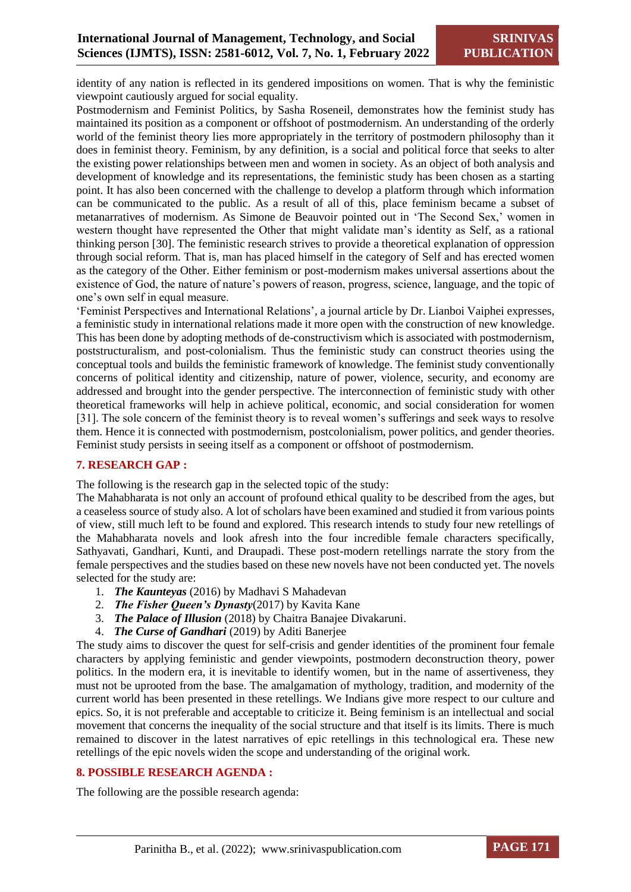identity of any nation is reflected in its gendered impositions on women. That is why the feministic viewpoint cautiously argued for social equality.

Postmodernism and Feminist Politics, by Sasha Roseneil, demonstrates how the feminist study has maintained its position as a component or offshoot of postmodernism. An understanding of the orderly world of the feminist theory lies more appropriately in the territory of postmodern philosophy than it does in feminist theory. Feminism, by any definition, is a social and political force that seeks to alter the existing power relationships between men and women in society. As an object of both analysis and development of knowledge and its representations, the feministic study has been chosen as a starting point. It has also been concerned with the challenge to develop a platform through which information can be communicated to the public. As a result of all of this, place feminism became a subset of metanarratives of modernism. As Simone de Beauvoir pointed out in 'The Second Sex,' women in western thought have represented the Other that might validate man's identity as Self, as a rational thinking person [30]. The feministic research strives to provide a theoretical explanation of oppression through social reform. That is, man has placed himself in the category of Self and has erected women as the category of the Other. Either feminism or post-modernism makes universal assertions about the existence of God, the nature of nature's powers of reason, progress, science, language, and the topic of one's own self in equal measure.

'Feminist Perspectives and International Relations', a journal article by Dr. Lianboi Vaiphei expresses, a feministic study in international relations made it more open with the construction of new knowledge. This has been done by adopting methods of de-constructivism which is associated with postmodernism, poststructuralism, and post-colonialism. Thus the feministic study can construct theories using the conceptual tools and builds the feministic framework of knowledge. The feminist study conventionally concerns of political identity and citizenship, nature of power, violence, security, and economy are addressed and brought into the gender perspective. The interconnection of feministic study with other theoretical frameworks will help in achieve political, economic, and social consideration for women [31]. The sole concern of the feminist theory is to reveal women's sufferings and seek ways to resolve them. Hence it is connected with postmodernism, postcolonialism, power politics, and gender theories. Feminist study persists in seeing itself as a component or offshoot of postmodernism.

## 7. RESEARCH GAP :

The following is the research gap in the selected topic of the study:

The Mahabharata is not only an account of profound ethical quality to be described from the ages, but a ceaseless source of study also. A lot of scholars have been examined and studied it from various points of view, still much left to be found and explored. This research intends to study four new retellings of the Mahabharata novels and look afresh into the four incredible female characters specifically, Sathyavati, Gandhari, Kunti, and Draupadi. These post-modern retellings narrate the story from the female perspectives and the studies based on these new novels have not been conducted yet. The novels selected for the study are:

1. ***The Kaunteyas*** (2016) by Madhavi S Mahadevan
2. ***The Fisher Queen's Dynasty***(2017) by Kavita Kane
3. ***The Palace of Illusion*** (2018) by Chaitra Banajee Divakaruni.
4. ***The Curse of Gandhari*** (2019) by Aditi Banerjee

The study aims to discover the quest for self-crisis and gender identities of the prominent four female characters by applying feministic and gender viewpoints, postmodern deconstruction theory, power politics. In the modern era, it is inevitable to identify women, but in the name of assertiveness, they must not be uprooted from the base. The amalgamation of mythology, tradition, and modernity of the current world has been presented in these retellings. We Indians give more respect to our culture and epics. So, it is not preferable and acceptable to criticize it. Being feminism is an intellectual and social movement that concerns the inequality of the social structure and that itself is its limits. There is much remained to discover in the latest narratives of epic retellings in this technological era. These new retellings of the epic novels widen the scope and understanding of the original work.

## 8. POSSIBLE RESEARCH AGENDA :

The following are the possible research agenda: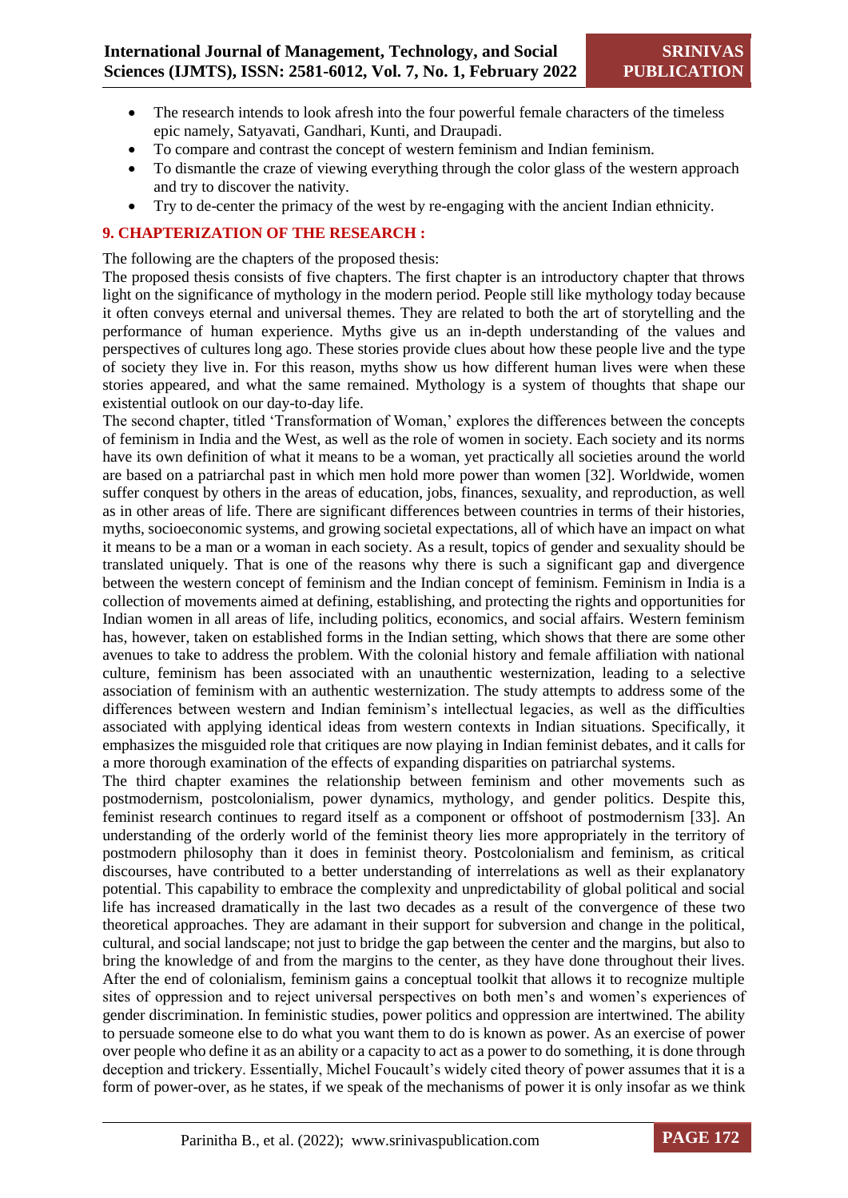- The research intends to look afresh into the four powerful female characters of the timeless epic namely, Satyavati, Gandhari, Kunti, and Draupadi.
- To compare and contrast the concept of western feminism and Indian feminism.
- To dismantle the craze of viewing everything through the color glass of the western approach and try to discover the nativity.
- Try to de-center the primacy of the west by re-engaging with the ancient Indian ethnicity.

## 9. CHAPTERIZATION OF THE RESEARCH :

The following are the chapters of the proposed thesis:

The proposed thesis consists of five chapters. The first chapter is an introductory chapter that throws light on the significance of mythology in the modern period. People still like mythology today because it often conveys eternal and universal themes. They are related to both the art of storytelling and the performance of human experience. Myths give us an in-depth understanding of the values and perspectives of cultures long ago. These stories provide clues about how these people live and the type of society they live in. For this reason, myths show us how different human lives were when these stories appeared, and what the same remained. Mythology is a system of thoughts that shape our existential outlook on our day-to-day life.

The second chapter, titled 'Transformation of Woman,' explores the differences between the concepts of feminism in India and the West, as well as the role of women in society. Each society and its norms have its own definition of what it means to be a woman, yet practically all societies around the world are based on a patriarchal past in which men hold more power than women [32]. Worldwide, women suffer conquest by others in the areas of education, jobs, finances, sexuality, and reproduction, as well as in other areas of life. There are significant differences between countries in terms of their histories, myths, socioeconomic systems, and growing societal expectations, all of which have an impact on what it means to be a man or a woman in each society. As a result, topics of gender and sexuality should be translated uniquely. That is one of the reasons why there is such a significant gap and divergence between the western concept of feminism and the Indian concept of feminism. Feminism in India is a collection of movements aimed at defining, establishing, and protecting the rights and opportunities for Indian women in all areas of life, including politics, economics, and social affairs. Western feminism has, however, taken on established forms in the Indian setting, which shows that there are some other avenues to take to address the problem. With the colonial history and female affiliation with national culture, feminism has been associated with an unauthentic westernization, leading to a selective association of feminism with an authentic westernization. The study attempts to address some of the differences between western and Indian feminism's intellectual legacies, as well as the difficulties associated with applying identical ideas from western contexts in Indian situations. Specifically, it emphasizes the misguided role that critiques are now playing in Indian feminist debates, and it calls for a more thorough examination of the effects of expanding disparities on patriarchal systems.

The third chapter examines the relationship between feminism and other movements such as postmodernism, postcolonialism, power dynamics, mythology, and gender politics. Despite this, feminist research continues to regard itself as a component or offshoot of postmodernism [33]. An understanding of the orderly world of the feminist theory lies more appropriately in the territory of postmodern philosophy than it does in feminist theory. Postcolonialism and feminism, as critical discourses, have contributed to a better understanding of interrelations as well as their explanatory potential. This capability to embrace the complexity and unpredictability of global political and social life has increased dramatically in the last two decades as a result of the convergence of these two theoretical approaches. They are adamant in their support for subversion and change in the political, cultural, and social landscape; not just to bridge the gap between the center and the margins, but also to bring the knowledge of and from the margins to the center, as they have done throughout their lives. After the end of colonialism, feminism gains a conceptual toolkit that allows it to recognize multiple sites of oppression and to reject universal perspectives on both men's and women's experiences of gender discrimination. In feministic studies, power politics and oppression are intertwined. The ability to persuade someone else to do what you want them to do is known as power. As an exercise of power over people who define it as an ability or a capacity to act as a power to do something, it is done through deception and trickery. Essentially, Michel Foucault's widely cited theory of power assumes that it is a form of power-over, as he states, if we speak of the mechanisms of power it is only insofar as we think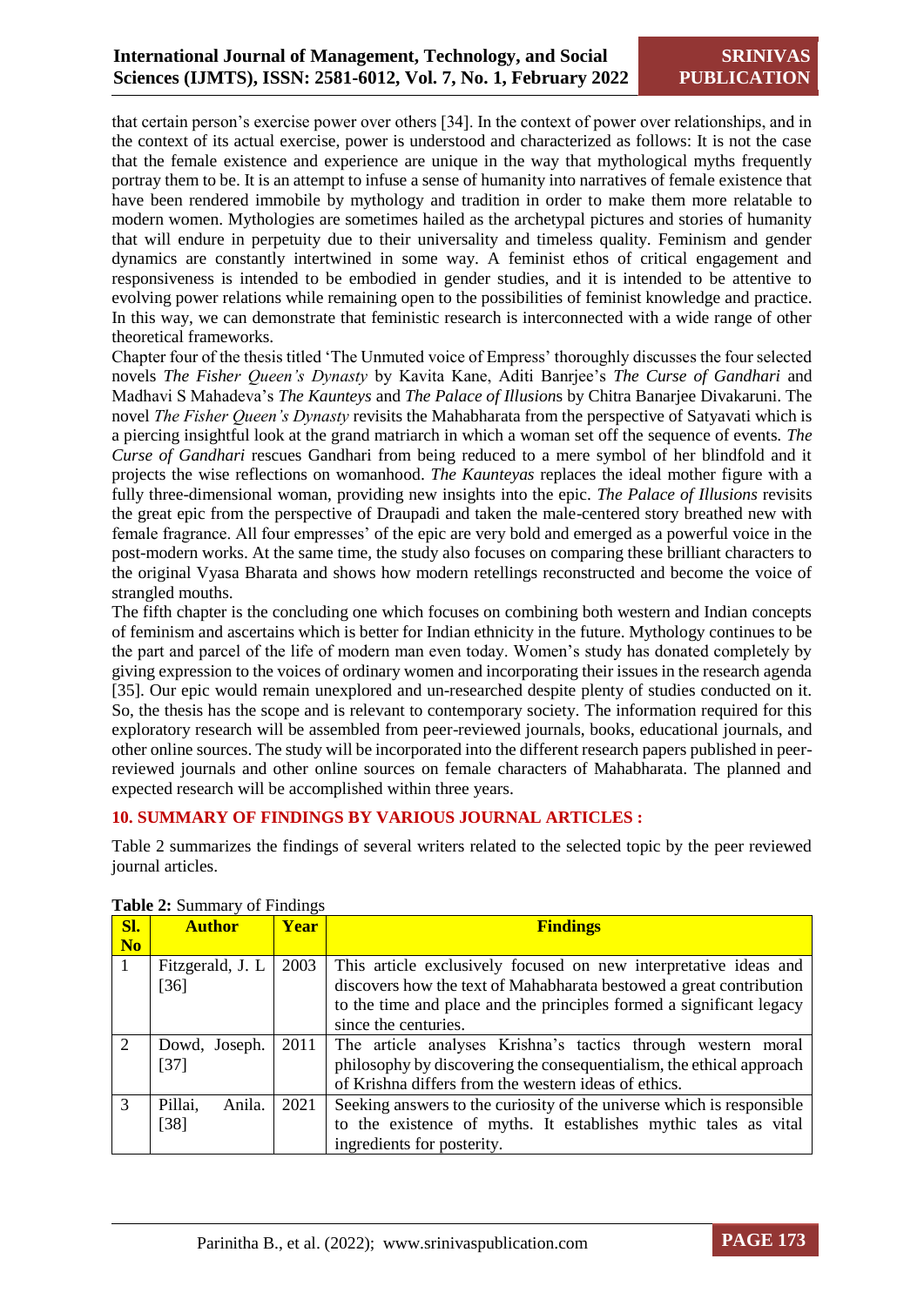that certain person's exercise power over others [34]. In the context of power over relationships, and in the context of its actual exercise, power is understood and characterized as follows: It is not the case that the female existence and experience are unique in the way that mythological myths frequently portray them to be. It is an attempt to infuse a sense of humanity into narratives of female existence that have been rendered immobile by mythology and tradition in order to make them more relatable to modern women. Mythologies are sometimes hailed as the archetypal pictures and stories of humanity that will endure in perpetuity due to their universality and timeless quality. Feminism and gender dynamics are constantly intertwined in some way. A feminist ethos of critical engagement and responsiveness is intended to be embodied in gender studies, and it is intended to be attentive to evolving power relations while remaining open to the possibilities of feminist knowledge and practice. In this way, we can demonstrate that feministic research is interconnected with a wide range of other theoretical frameworks.

Chapter four of the thesis titled 'The Unmuted voice of Empress' thoroughly discusses the four selected novels *The Fisher Queen's Dynasty* by Kavita Kane, Aditi Banrjee's *The Curse of Gandhari* and Madhavi S Mahadeva's *The Kaunteys* and *The Palace of Illusion*s by Chitra Banarjee Divakaruni. The novel *The Fisher Queen's Dynasty* revisits the Mahabharata from the perspective of Satyavati which is a piercing insightful look at the grand matriarch in which a woman set off the sequence of events. *The Curse of Gandhari* rescues Gandhari from being reduced to a mere symbol of her blindfold and it projects the wise reflections on womanhood. *The Kaunteyas* replaces the ideal mother figure with a fully three-dimensional woman, providing new insights into the epic. *The Palace of Illusions* revisits the great epic from the perspective of Draupadi and taken the male-centered story breathed new with female fragrance. All four empresses' of the epic are very bold and emerged as a powerful voice in the post-modern works. At the same time, the study also focuses on comparing these brilliant characters to the original Vyasa Bharata and shows how modern retellings reconstructed and become the voice of strangled mouths.

The fifth chapter is the concluding one which focuses on combining both western and Indian concepts of feminism and ascertains which is better for Indian ethnicity in the future. Mythology continues to be the part and parcel of the life of modern man even today. Women's study has donated completely by giving expression to the voices of ordinary women and incorporating their issues in the research agenda [35]. Our epic would remain unexplored and un-researched despite plenty of studies conducted on it. So, the thesis has the scope and is relevant to contemporary society. The information required for this exploratory research will be assembled from peer-reviewed journals, books, educational journals, and other online sources. The study will be incorporated into the different research papers published in peer-reviewed journals and other online sources on female characters of Mahabharata. The planned and expected research will be accomplished within three years.

## 10. SUMMARY OF FINDINGS BY VARIOUS JOURNAL ARTICLES :

Table 2 summarizes the findings of several writers related to the selected topic by the peer reviewed journal articles.

**Table 2:** Summary of Findings

| Sl. No | Author | Year | Findings |
|---|---|---|---|
| 1 | Fitzgerald, J. L [36] | 2003 | This article exclusively focused on new interpretative ideas and discovers how the text of Mahabharata bestowed a great contribution to the time and place and the principles formed a significant legacy since the centuries. |
| 2 | Dowd, Joseph. [37] | 2011 | The article analyses Krishna's tactics through western moral philosophy by discovering the consequentialism, the ethical approach of Krishna differs from the western ideas of ethics. |
| 3 | Pillai, Anila. [38] | 2021 | Seeking answers to the curiosity of the universe which is responsible to the existence of myths. It establishes mythic tales as vital ingredients for posterity. |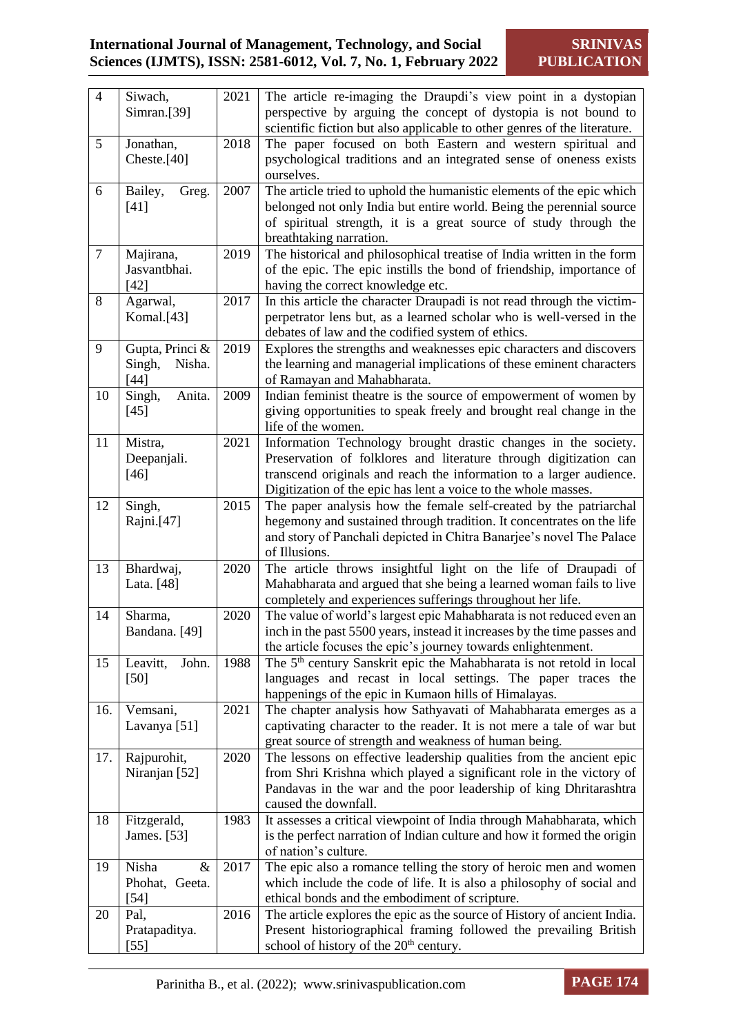| 4 | Siwach, Simran.[39] | 2021 | The article re-imaging the Draupdi's view point in a dystopian perspective by arguing the concept of dystopia is not bound to scientific fiction but also applicable to other genres of the literature. |
|---|---|---|---|
| 5 | Jonathan, Cheste.[40] | 2018 | The paper focused on both Eastern and western spiritual and psychological traditions and an integrated sense of oneness exists ourselves. |
| 6 | Bailey, Greg. [41] | 2007 | The article tried to uphold the humanistic elements of the epic which belonged not only India but entire world. Being the perennial source of spiritual strength, it is a great source of study through the breathtaking narration. |
| 7 | Majirana, Jasvantbhai. [42] | 2019 | The historical and philosophical treatise of India written in the form of the epic. The epic instills the bond of friendship, importance of having the correct knowledge etc. |
| 8 | Agarwal, Komal.[43] | 2017 | In this article the character Draupadi is not read through the victim-perpetrator lens but, as a learned scholar who is well-versed in the debates of law and the codified system of ethics. |
| 9 | Gupta, Princi & Singh, Nisha. [44] | 2019 | Explores the strengths and weaknesses epic characters and discovers the learning and managerial implications of these eminent characters of Ramayan and Mahabharata. |
| 10 | Singh, Anita. [45] | 2009 | Indian feminist theatre is the source of empowerment of women by giving opportunities to speak freely and brought real change in the life of the women. |
| 11 | Mistra, Deepanjali. [46] | 2021 | Information Technology brought drastic changes in the society. Preservation of folklores and literature through digitization can transcend originals and reach the information to a larger audience. Digitization of the epic has lent a voice to the whole masses. |
| 12 | Singh, Rajni.[47] | 2015 | The paper analysis how the female self-created by the patriarchal hegemony and sustained through tradition. It concentrates on the life and story of Panchali depicted in Chitra Banarjee's novel The Palace of Illusions. |
| 13 | Bhardwaj, Lata. [48] | 2020 | The article throws insightful light on the life of Draupadi of Mahabharata and argued that she being a learned woman fails to live completely and experiences sufferings throughout her life. |
| 14 | Sharma, Bandana. [49] | 2020 | The value of world's largest epic Mahabharata is not reduced even an inch in the past 5500 years, instead it increases by the time passes and the article focuses the epic's journey towards enlightenment. |
| 15 | Leavitt, John. [50] | 1988 | The 5th century Sanskrit epic the Mahabharata is not retold in local languages and recast in local settings. The paper traces the happenings of the epic in Kumaon hills of Himalayas. |
| 16. | Vemsani, Lavanya [51] | 2021 | The chapter analysis how Sathyavati of Mahabharata emerges as a captivating character to the reader. It is not mere a tale of war but great source of strength and weakness of human being. |
| 17. | Rajpurohit, Niranjan [52] | 2020 | The lessons on effective leadership qualities from the ancient epic from Shri Krishna which played a significant role in the victory of Pandavas in the war and the poor leadership of king Dhritarashtra caused the downfall. |
| 18 | Fitzgerald, James. [53] | 1983 | It assesses a critical viewpoint of India through Mahabharata, which is the perfect narration of Indian culture and how it formed the origin of nation's culture. |
| 19 | Nisha & Phohat, Geeta. [54] | 2017 | The epic also a romance telling the story of heroic men and women which include the code of life. It is also a philosophy of social and ethical bonds and the embodiment of scripture. |
| 20 | Pal, Pratapaditya. [55] | 2016 | The article explores the epic as the source of History of ancient India. Present historiographical framing followed the prevailing British school of history of the 20th century. |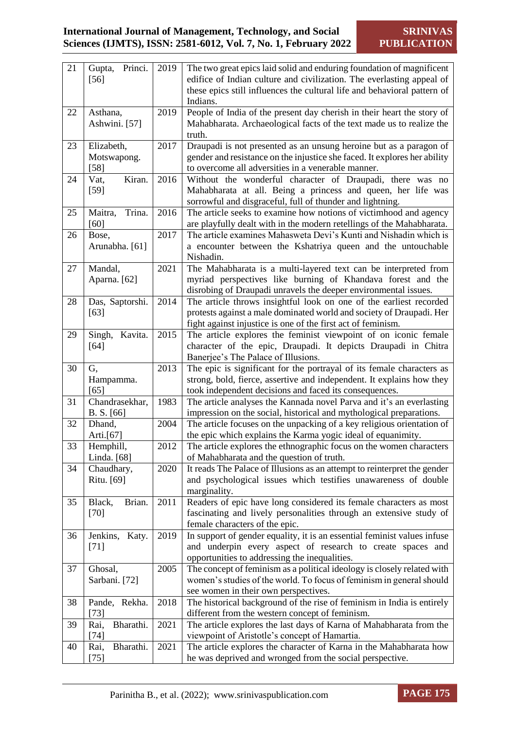| 21 | Gupta, Princi. [56] | 2019 | The two great epics laid solid and enduring foundation of magnificent edifice of Indian culture and civilization. The everlasting appeal of these epics still influences the cultural life and behavioral pattern of Indians. |
|---|---|---|---|
| 22 | Asthana, Ashwini. [57] | 2019 | People of India of the present day cherish in their heart the story of Mahabharata. Archaeological facts of the text made us to realize the truth. |
| 23 | Elizabeth, Motswapong. [58] | 2017 | Draupadi is not presented as an unsung heroine but as a paragon of gender and resistance on the injustice she faced. It explores her ability to overcome all adversities in a venerable manner. |
| 24 | Vat, Kiran. [59] | 2016 | Without the wonderful character of Draupadi, there was no Mahabharata at all. Being a princess and queen, her life was sorrowful and disgraceful, full of thunder and lightning. |
| 25 | Maitra, Trina. [60] | 2016 | The article seeks to examine how notions of victimhood and agency are playfully dealt with in the modern retellings of the Mahabharata. |
| 26 | Bose, Arunabha. [61] | 2017 | The article examines Mahasweta Devi's Kunti and Nishadin which is a encounter between the Kshatriya queen and the untouchable Nishadin. |
| 27 | Mandal, Aparna. [62] | 2021 | The Mahabharata is a multi-layered text can be interpreted from myriad perspectives like burning of Khandava forest and the disrobing of Draupadi unravels the deeper environmental issues. |
| 28 | Das, Saptorshi. [63] | 2014 | The article throws insightful look on one of the earliest recorded protests against a male dominated world and society of Draupadi. Her fight against injustice is one of the first act of feminism. |
| 29 | Singh, Kavita. [64] | 2015 | The article explores the feminist viewpoint of on iconic female character of the epic, Draupadi. It depicts Draupadi in Chitra Banerjee's The Palace of Illusions. |
| 30 | G, Hampamma. [65] | 2013 | The epic is significant for the portrayal of its female characters as strong, bold, fierce, assertive and independent. It explains how they took independent decisions and faced its consequences. |
| 31 | Chandrasekhar, B. S. [66] | 1983 | The article analyses the Kannada novel Parva and it's an everlasting impression on the social, historical and mythological preparations. |
| 32 | Dhand, Arti.[67] | 2004 | The article focuses on the unpacking of a key religious orientation of the epic which explains the Karma yogic ideal of equanimity. |
| 33 | Hemphill, Linda. [68] | 2012 | The article explores the ethnographic focus on the women characters of Mahabharata and the question of truth. |
| 34 | Chaudhary, Ritu. [69] | 2020 | It reads The Palace of Illusions as an attempt to reinterpret the gender and psychological issues which testifies unawareness of double marginality. |
| 35 | Black, Brian. [70] | 2011 | Readers of epic have long considered its female characters as most fascinating and lively personalities through an extensive study of female characters of the epic. |
| 36 | Jenkins, Katy. [71] | 2019 | In support of gender equality, it is an essential feminist values infuse and underpin every aspect of research to create spaces and opportunities to addressing the inequalities. |
| 37 | Ghosal, Sarbani. [72] | 2005 | The concept of feminism as a political ideology is closely related with women's studies of the world. To focus of feminism in general should see women in their own perspectives. |
| 38 | Pande, Rekha. [73] | 2018 | The historical background of the rise of feminism in India is entirely different from the western concept of feminism. |
| 39 | Rai, Bharathi. [74] | 2021 | The article explores the last days of Karna of Mahabharata from the viewpoint of Aristotle's concept of Hamartia. |
| 40 | Rai, Bharathi. [75] | 2021 | The article explores the character of Karna in the Mahabharata how he was deprived and wronged from the social perspective. |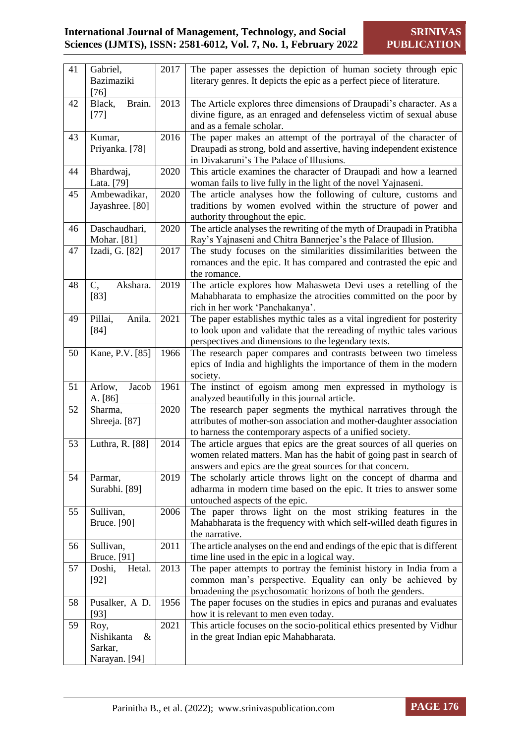| 41 | Gabriel, Bazimaziki [76] | 2017 | The paper assesses the depiction of human society through epic literary genres. It depicts the epic as a perfect piece of literature. |
|---|---|---|---|
| 42 | Black, Brain. [77] | 2013 | The Article explores three dimensions of Draupadi's character. As a divine figure, as an enraged and defenseless victim of sexual abuse and as a female scholar. |
| 43 | Kumar, Priyanka. [78] | 2016 | The paper makes an attempt of the portrayal of the character of Draupadi as strong, bold and assertive, having independent existence in Divakaruni's The Palace of Illusions. |
| 44 | Bhardwaj, Lata. [79] | 2020 | This article examines the character of Draupadi and how a learned woman fails to live fully in the light of the novel Yajnaseni. |
| 45 | Ambewadikar, Jayashree. [80] | 2020 | The article analyses how the following of culture, customs and traditions by women evolved within the structure of power and authority throughout the epic. |
| 46 | Daschaudhari, Mohar. [81] | 2020 | The article analyses the rewriting of the myth of Draupadi in Pratibha Ray's Yajnaseni and Chitra Bannerjee's the Palace of Illusion. |
| 47 | Izadi, G. [82] | 2017 | The study focuses on the similarities dissimilarities between the romances and the epic. It has compared and contrasted the epic and the romance. |
| 48 | C, Akshara. [83] | 2019 | The article explores how Mahasweta Devi uses a retelling of the Mahabharata to emphasize the atrocities committed on the poor by rich in her work 'Panchakanya'. |
| 49 | Pillai, Anila. [84] | 2021 | The paper establishes mythic tales as a vital ingredient for posterity to look upon and validate that the rereading of mythic tales various perspectives and dimensions to the legendary texts. |
| 50 | Kane, P.V. [85] | 1966 | The research paper compares and contrasts between two timeless epics of India and highlights the importance of them in the modern society. |
| 51 | Arlow, Jacob A. [86] | 1961 | The instinct of egoism among men expressed in mythology is analyzed beautifully in this journal article. |
| 52 | Sharma, Shreeja. [87] | 2020 | The research paper segments the mythical narratives through the attributes of mother-son association and mother-daughter association to harness the contemporary aspects of a unified society. |
| 53 | Luthra, R. [88] | 2014 | The article argues that epics are the great sources of all queries on women related matters. Man has the habit of going past in search of answers and epics are the great sources for that concern. |
| 54 | Parmar, Surabhi. [89] | 2019 | The scholarly article throws light on the concept of dharma and adharma in modern time based on the epic. It tries to answer some untouched aspects of the epic. |
| 55 | Sullivan, Bruce. [90] | 2006 | The paper throws light on the most striking features in the Mahabharata is the frequency with which self-willed death figures in the narrative. |
| 56 | Sullivan, Bruce. [91] | 2011 | The article analyses on the end and endings of the epic that is different time line used in the epic in a logical way. |
| 57 | Doshi, Hetal. [92] | 2013 | The paper attempts to portray the feminist history in India from a common man's perspective. Equality can only be achieved by broadening the psychosomatic horizons of both the genders. |
| 58 | Pusalker, A D. [93] | 1956 | The paper focuses on the studies in epics and puranas and evaluates how it is relevant to men even today. |
| 59 | Roy, Nishikanta & Sarkar, Narayan. [94] | 2021 | This article focuses on the socio-political ethics presented by Vidhur in the great Indian epic Mahabharata. |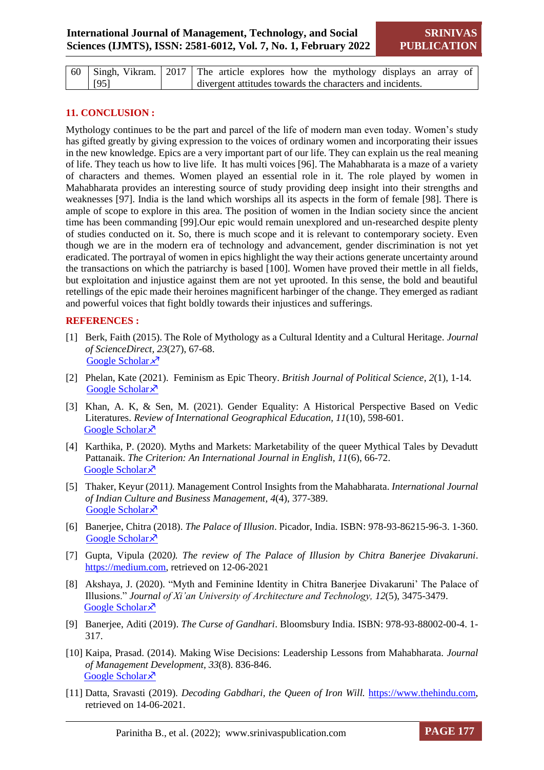| 60 | Singh, Vikram. [95] | 2017 | The article explores how the mythology displays an array of divergent attitudes towards the characters and incidents. |
|---|---|---|---|

## 11. CONCLUSION :

Mythology continues to be the part and parcel of the life of modern man even today. Women's study has gifted greatly by giving expression to the voices of ordinary women and incorporating their issues in the new knowledge. Epics are a very important part of our life. They can explain us the real meaning of life. They teach us how to live life. It has multi voices [96]. The Mahabharata is a maze of a variety of characters and themes. Women played an essential role in it. The role played by women in Mahabharata provides an interesting source of study providing deep insight into their strengths and weaknesses [97]. India is the land which worships all its aspects in the form of female [98]. There is ample of scope to explore in this area. The position of women in the Indian society since the ancient time has been commanding [99].Our epic would remain unexplored and un-researched despite plenty of studies conducted on it. So, there is much scope and it is relevant to contemporary society. Even though we are in the modern era of technology and advancement, gender discrimination is not yet eradicated. The portrayal of women in epics highlight the way their actions generate uncertainty around the transactions on which the patriarchy is based [100]. Women have proved their mettle in all fields, but exploitation and injustice against them are not yet uprooted. In this sense, the bold and beautiful retellings of the epic made their heroines magnificent harbinger of the change. They emerged as radiant and powerful voices that fight boldly towards their injustices and sufferings.

## REFERENCES :

[1] Berk, Faith (2015). The Role of Mythology as a Cultural Identity and a Cultural Heritage. *Journal of ScienceDirect, 23*(27), 67-68. Google Scholar

[2] Phelan, Kate (2021). Feminism as Epic Theory. *British Journal of Political Science, 2*(1), 1-14. Google Scholar

[3] Khan, A. K, & Sen, M. (2021). Gender Equality: A Historical Perspective Based on Vedic Literatures. *Review of International Geographical Education, 11*(10), 598-601. Google Scholar

[4] Karthika, P. (2020). Myths and Markets: Marketability of the queer Mythical Tales by Devadutt Pattanaik. *The Criterion: An International Journal in English, 11*(6), 66-72. Google Scholar

[5] Thaker, Keyur (2011). Management Control Insights from the Mahabharata. *International Journal of Indian Culture and Business Management, 4*(4), 377-389. Google Scholar

[6] Banerjee, Chitra (2018). *The Palace of Illusion*. Picador, India. ISBN: 978-93-86215-96-3. 1-360. Google Scholar

[7] Gupta, Vipula (2020). *The review of The Palace of Illusion by Chitra Banerjee Divakaruni*. https://medium.com, retrieved on 12-06-2021

[8] Akshaya, J. (2020). "Myth and Feminine Identity in Chitra Banerjee Divakaruni' The Palace of Illusions." *Journal of Xi'an University of Architecture and Technology, 12*(5), 3475-3479. Google Scholar

[9] Banerjee, Aditi (2019). *The Curse of Gandhari*. Bloomsbury India. ISBN: 978-93-88002-00-4. 1-317.

[10] Kaipa, Prasad. (2014). Making Wise Decisions: Leadership Lessons from Mahabharata. *Journal of Management Development, 33*(8). 836-846. Google Scholar

[11] Datta, Sravasti (2019). *Decoding Gabdhari, the Queen of Iron Will.* https://www.thehindu.com, retrieved on 14-06-2021.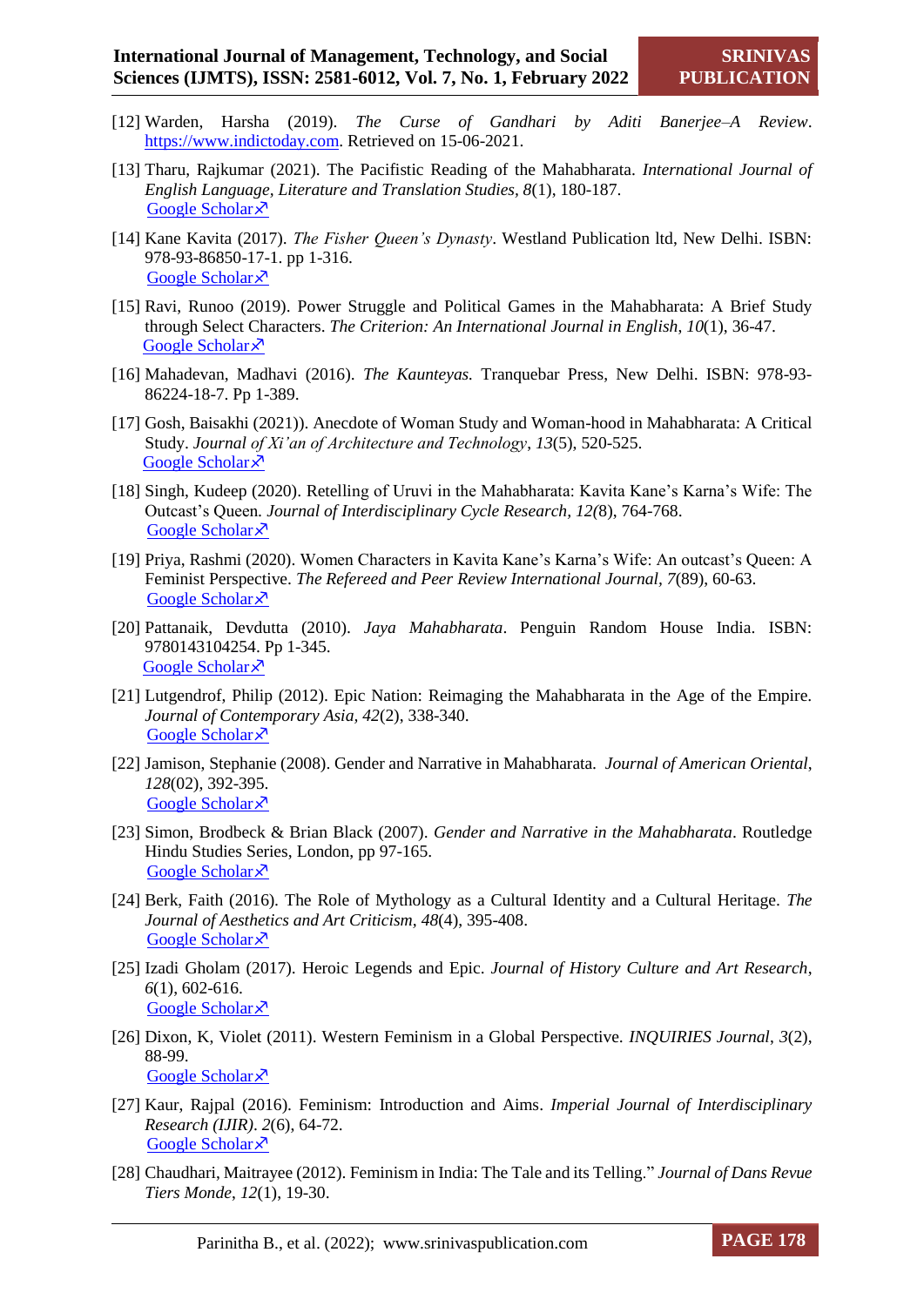[12] Warden, Harsha (2019). *The Curse of Gandhari by Aditi Banerjee–A Review*. https://www.indictoday.com. Retrieved on 15-06-2021.

[13] Tharu, Rajkumar (2021). The Pacifistic Reading of the Mahabharata. *International Journal of English Language, Literature and Translation Studies*, *8*(1), 180-187.
Google Scholar↗

[14] Kane Kavita (2017). *The Fisher Queen's Dynasty*. Westland Publication ltd, New Delhi. ISBN: 978-93-86850-17-1. pp 1-316.
Google Scholar↗

[15] Ravi, Runoo (2019). Power Struggle and Political Games in the Mahabharata: A Brief Study through Select Characters. *The Criterion: An International Journal in English*, *10*(1), 36-47.
Google Scholar↗

[16] Mahadevan, Madhavi (2016). *The Kaunteyas.* Tranquebar Press, New Delhi. ISBN: 978-93-86224-18-7. Pp 1-389.

[17] Gosh, Baisakhi (2021)). Anecdote of Woman Study and Woman-hood in Mahabharata: A Critical Study. *Journal of Xi'an of Architecture and Technology*, *13*(5), 520-525.
Google Scholar↗

[18] Singh, Kudeep (2020). Retelling of Uruvi in the Mahabharata: Kavita Kane's Karna's Wife: The Outcast's Queen. *Journal of Interdisciplinary Cycle Research*, *12*(8), 764-768.
Google Scholar↗

[19] Priya, Rashmi (2020). Women Characters in Kavita Kane's Karna's Wife: An outcast's Queen: A Feminist Perspective. *The Refereed and Peer Review International Journal*, *7*(89), 60-63.
Google Scholar↗

[20] Pattanaik, Devdutta (2010). *Jaya Mahabharata*. Penguin Random House India. ISBN: 9780143104254. Pp 1-345.
Google Scholar↗

[21] Lutgendrof, Philip (2012). Epic Nation: Reimaging the Mahabharata in the Age of the Empire. *Journal of Contemporary Asia*, *42*(2), 338-340.
Google Scholar↗

[22] Jamison, Stephanie (2008). Gender and Narrative in Mahabharata. *Journal of American Oriental*, *128*(02), 392-395.
Google Scholar↗

[23] Simon, Brodbeck & Brian Black (2007). *Gender and Narrative in the Mahabharata*. Routledge Hindu Studies Series, London, pp 97-165.
Google Scholar↗

[24] Berk, Faith (2016). The Role of Mythology as a Cultural Identity and a Cultural Heritage. *The Journal of Aesthetics and Art Criticism*, *48*(4), 395-408.
Google Scholar↗

[25] Izadi Gholam (2017). Heroic Legends and Epic. *Journal of History Culture and Art Research*, *6*(1), 602-616.
Google Scholar↗

[26] Dixon, K, Violet (2011). Western Feminism in a Global Perspective. *INQUIRIES Journal*, *3*(2), 88-99.
Google Scholar↗

[27] Kaur, Rajpal (2016). Feminism: Introduction and Aims. *Imperial Journal of Interdisciplinary Research (IJIR)*. *2*(6), 64-72.
Google Scholar↗

[28] Chaudhari, Maitrayee (2012). Feminism in India: The Tale and its Telling." *Journal of Dans Revue Tiers Monde*, *12*(1), 19-30.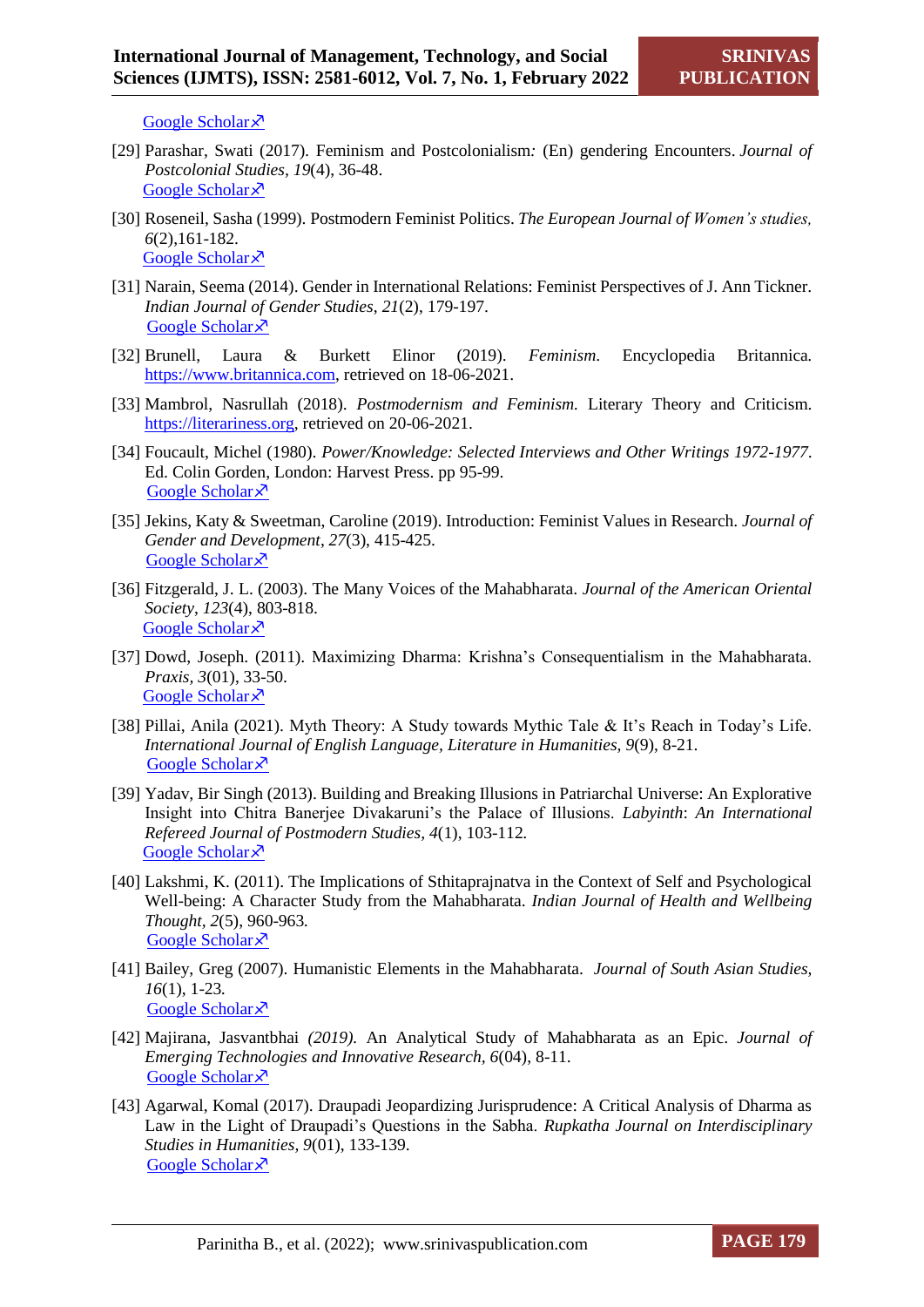Google Scholar↗

[29] Parashar, Swati (2017). Feminism and Postcolonialism*:* (En) gendering Encounters. *Journal of Postcolonial Studies*, *19*(4), 36-48.
Google Scholar↗

[30] Roseneil, Sasha (1999). Postmodern Feminist Politics. *The European Journal of Women's studies, 6*(2),161-182.
Google Scholar↗

[31] Narain, Seema (2014). Gender in International Relations: Feminist Perspectives of J. Ann Tickner. *Indian Journal of Gender Studies*, *21*(2), 179-197.
Google Scholar↗

[32] Brunell, Laura & Burkett Elinor (2019). *Feminism*. Encyclopedia Britannica. https://www.britanica.com, retrieved on 18-06-2021.

[33] Mambrol, Nasrullah (2018). *Postmodernism and Feminism.* Literary Theory and Criticism. https://literariness.org, retrieved on 20-06-2021.

[34] Foucault, Michel (1980). *Power/Knowledge: Selected Interviews and Other Writings 1972-1977*. Ed. Colin Gorden, London: Harvest Press. pp 95-99.
Google Scholar↗

[35] Jekins, Katy & Sweetman, Caroline (2019). Introduction: Feminist Values in Research. *Journal of Gender and Development*, *27*(3), 415-425.
Google Scholar↗

[36] Fitzgerald, J. L. (2003). The Many Voices of the Mahabharata. *Journal of the American Oriental Society*, *123*(4), 803-818.
Google Scholar↗

[37] Dowd, Joseph. (2011). Maximizing Dharma: Krishna's Consequentialism in the Mahabharata. *Praxis, 3*(01), 33-50.
Google Scholar↗

[38] Pillai, Anila (2021). Myth Theory: A Study towards Mythic Tale & It's Reach in Today's Life. *International Journal of English Language, Literature in Humanities, 9*(9), 8-21.
Google Scholar↗

[39] Yadav, Bir Singh (2013). Building and Breaking Illusions in Patriarchal Universe: An Explorative Insight into Chitra Banerjee Divakaruni's the Palace of Illusions. *Labyinth*: *An International Refereed Journal of Postmodern Studies, 4*(1), 103-112.
Google Scholar↗

[40] Lakshmi, K. (2011). The Implications of Sthitaprajnatva in the Context of Self and Psychological Well-being: A Character Study from the Mahabharata. *Indian Journal of Health and Wellbeing Thought, 2*(5), 960-963.
Google Scholar↗

[41] Bailey, Greg (2007). Humanistic Elements in the Mahabharata. *Journal of South Asian Studies, 16*(1), 1-23.
Google Scholar↗

[42] Majirana, Jasvantbhai *(2019).* An Analytical Study of Mahabharata as an Epic. *Journal of Emerging Technologies and Innovative Research, 6*(04), 8-11.
Google Scholar↗

[43] Agarwal, Komal (2017). Draupadi Jeopardizing Jurisprudence: A Critical Analysis of Dharma as Law in the Light of Draupadi's Questions in the Sabha. *Rupkatha Journal on Interdisciplinary Studies in Humanities, 9*(01), 133-139.
Google Scholar↗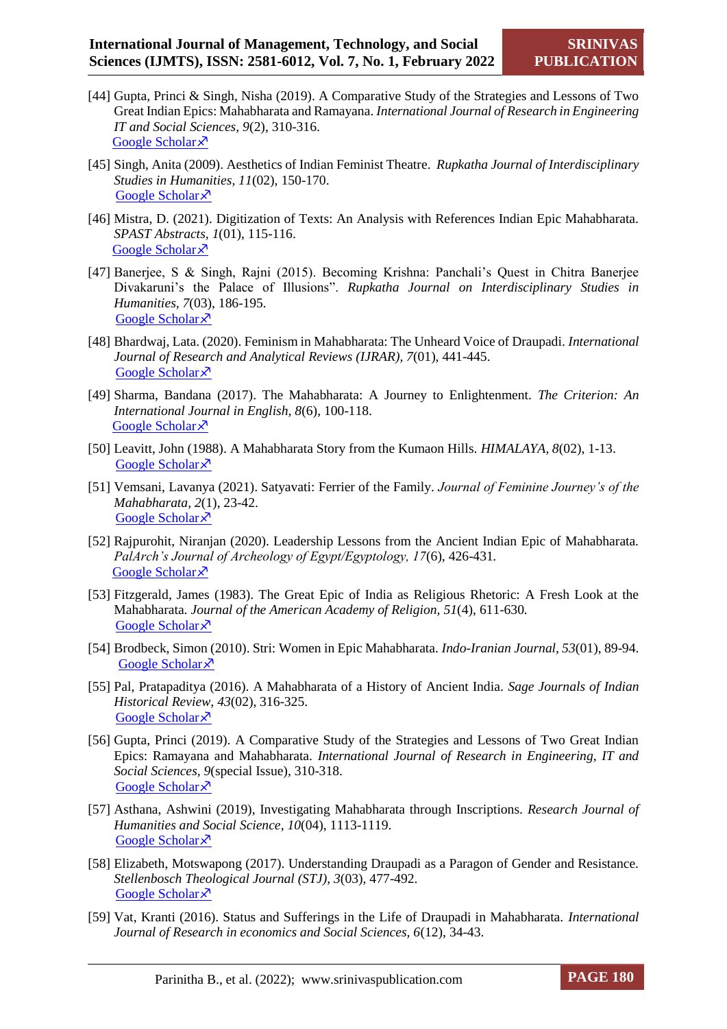[44] Gupta, Princi & Singh, Nisha (2019). A Comparative Study of the Strategies and Lessons of Two Great Indian Epics: Mahabharata and Ramayana. *International Journal of Research in Engineering IT and Social Sciences, 9*(2), 310-316.
Google Scholar↗

[45] Singh, Anita (2009). Aesthetics of Indian Feminist Theatre. *Rupkatha Journal of Interdisciplinary Studies in Humanities, 11*(02), 150-170.
Google Scholar↗

[46] Mistra, D. (2021). Digitization of Texts: An Analysis with References Indian Epic Mahabharata. *SPAST Abstracts, 1*(01), 115-116.
Google Scholar↗

[47] Banerjee, S & Singh, Rajni (2015). Becoming Krishna: Panchali's Quest in Chitra Banerjee Divakaruni's the Palace of Illusions". *Rupkatha Journal on Interdisciplinary Studies in Humanities, 7*(03), 186-195.
Google Scholar↗

[48] Bhardwaj, Lata. (2020). Feminism in Mahabharata: The Unheard Voice of Draupadi. *International Journal of Research and Analytical Reviews (IJRAR), 7*(01), 441-445.
Google Scholar↗

[49] Sharma, Bandana (2017). The Mahabharata: A Journey to Enlightenment. *The Criterion: An International Journal in English, 8*(6), 100-118.
Google Scholar↗

[50] Leavitt, John (1988). A Mahabharata Story from the Kumaon Hills. *HIMALAYA, 8*(02), 1-13.
Google Scholar↗

[51] Vemsani, Lavanya (2021). Satyavati: Ferrier of the Family. *Journal of Feminine Journey's of the Mahabharata, 2*(1), 23-42.
Google Scholar↗

[52] Rajpurohit, Niranjan (2020). Leadership Lessons from the Ancient Indian Epic of Mahabharata. *PalArch's Journal of Archeology of Egypt/Egyptology, 17*(6), 426-431.
Google Scholar↗

[53] Fitzgerald, James (1983). The Great Epic of India as Religious Rhetoric: A Fresh Look at the Mahabharata. *Journal of the American Academy of Religion, 51*(4), 611-630.
Google Scholar↗

[54] Brodbeck, Simon (2010). Stri: Women in Epic Mahabharata. *Indo-Iranian Journal, 53*(01), 89-94.
Google Scholar↗

[55] Pal, Pratapaditya (2016). A Mahabharata of a History of Ancient India. *Sage Journals of Indian Historical Review, 43*(02), 316-325.
Google Scholar↗

[56] Gupta, Princi (2019). A Comparative Study of the Strategies and Lessons of Two Great Indian Epics: Ramayana and Mahabharata. *International Journal of Research in Engineering, IT and Social Sciences, 9*(special Issue), 310-318.
Google Scholar↗

[57] Asthana, Ashwini (2019), Investigating Mahabharata through Inscriptions. *Research Journal of Humanities and Social Science, 10*(04), 1113-1119.
Google Scholar↗

[58] Elizabeth, Motswapong (2017). Understanding Draupadi as a Paragon of Gender and Resistance. *Stellenbosch Theological Journal (STJ), 3*(03), 477-492.
Google Scholar↗

[59] Vat, Kranti (2016). Status and Sufferings in the Life of Draupadi in Mahabharata. *International Journal of Research in economics and Social Sciences, 6*(12), 34-43.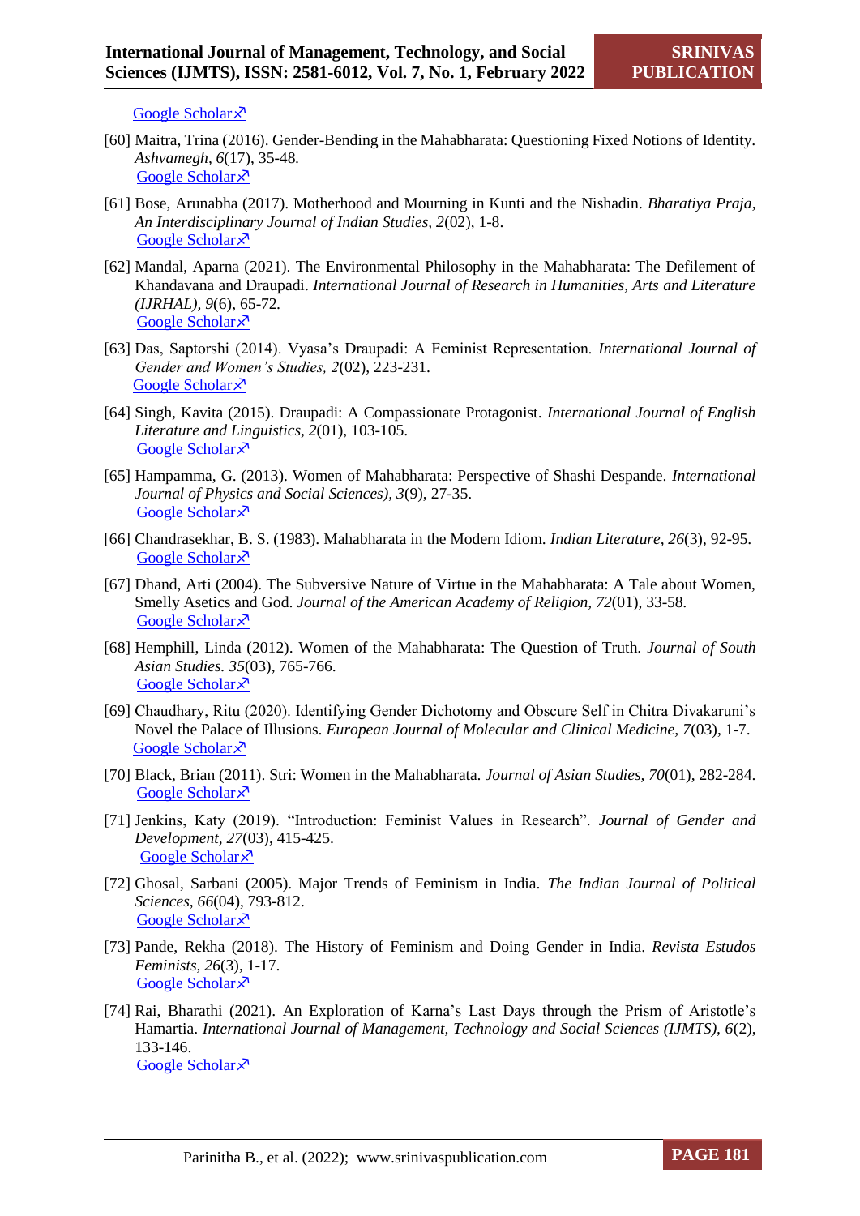Google Scholar↗

[60] Maitra, Trina (2016). Gender-Bending in the Mahabharata: Questioning Fixed Notions of Identity. *Ashvamegh, 6*(17), 35-48.
Google Scholar↗

[61] Bose, Arunabha (2017). Motherhood and Mourning in Kunti and the Nishadin. *Bharatiya Praja, An Interdisciplinary Journal of Indian Studies, 2*(02), 1-8.
Google Scholar↗

[62] Mandal, Aparna (2021). The Environmental Philosophy in the Mahabharata: The Defilement of Khandavana and Draupadi. *International Journal of Research in Humanities, Arts and Literature (IJRHAL), 9*(6), 65-72.
Google Scholar↗

[63] Das, Saptorshi (2014). Vyasa's Draupadi: A Feminist Representation. *International Journal of Gender and Women's Studies, 2*(02), 223-231.
Google Scholar↗

[64] Singh, Kavita (2015). Draupadi: A Compassionate Protagonist. *International Journal of English Literature and Linguistics, 2*(01), 103-105.
Google Scholar↗

[65] Hampamma, G. (2013). Women of Mahabharata: Perspective of Shashi Despande. *International Journal of Physics and Social Sciences), 3*(9), 27-35.
Google Scholar↗

[66] Chandrasekhar, B. S. (1983). Mahabharata in the Modern Idiom. *Indian Literature, 26*(3), 92-95.
Google Scholar↗

[67] Dhand, Arti (2004). The Subversive Nature of Virtue in the Mahabharata: A Tale about Women, Smelly Asetics and God. *Journal of the American Academy of Religion, 72*(01), 33-58.
Google Scholar↗

[68] Hemphill, Linda (2012). Women of the Mahabharata: The Question of Truth. *Journal of South Asian Studies. 35*(03), 765-766.
Google Scholar↗

[69] Chaudhary, Ritu (2020). Identifying Gender Dichotomy and Obscure Self in Chitra Divakaruni's Novel the Palace of Illusions. *European Journal of Molecular and Clinical Medicine, 7*(03), 1-7.
Google Scholar↗

[70] Black, Brian (2011). Stri: Women in the Mahabharata. *Journal of Asian Studies, 70*(01), 282-284.
Google Scholar↗

[71] Jenkins, Katy (2019). "Introduction: Feminist Values in Research". *Journal of Gender and Development, 27*(03), 415-425.
Google Scholar↗

[72] Ghosal, Sarbani (2005). Major Trends of Feminism in India. *The Indian Journal of Political Sciences, 66*(04), 793-812.
Google Scholar↗

[73] Pande, Rekha (2018). The History of Feminism and Doing Gender in India. *Revista Estudos Feminists, 26*(3), 1-17.
Google Scholar↗

[74] Rai, Bharathi (2021). An Exploration of Karna's Last Days through the Prism of Aristotle's Hamartia. *International Journal of Management, Technology and Social Sciences (IJMTS), 6*(2), 133-146.
Google Scholar↗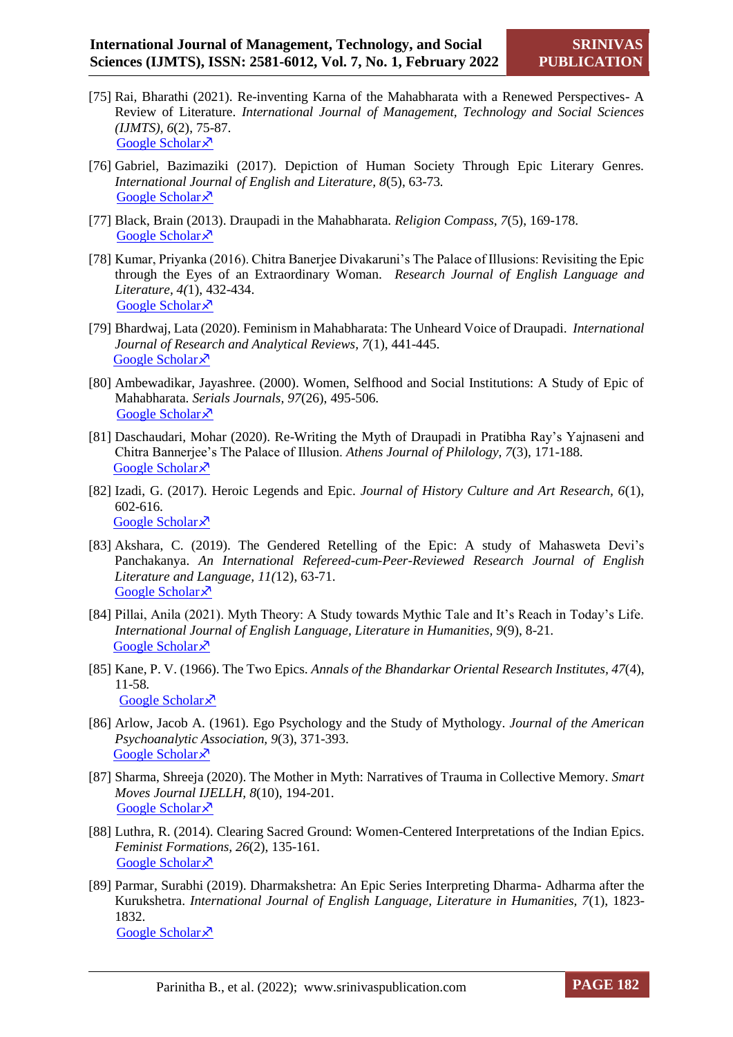[75] Rai, Bharathi (2021). Re-inventing Karna of the Mahabharata with a Renewed Perspectives- A Review of Literature. *International Journal of Management, Technology and Social Sciences (IJMTS)*, *6*(2), 75-87.
Google Scholar↗

[76] Gabriel, Bazimaziki (2017). Depiction of Human Society Through Epic Literary Genres. *International Journal of English and Literature*, *8*(5), 63-73.
Google Scholar↗

[77] Black, Brain (2013). Draupadi in the Mahabharata. *Religion Compass*, *7*(5), 169-178.
Google Scholar↗

[78] Kumar, Priyanka (2016). Chitra Banerjee Divakaruni's The Palace of Illusions: Revisiting the Epic through the Eyes of an Extraordinary Woman. *Research Journal of English Language and Literature*, *4(*1), 432-434.
Google Scholar↗

[79] Bhardwaj, Lata (2020). Feminism in Mahabharata: The Unheard Voice of Draupadi. *International Journal of Research and Analytical Reviews*, *7*(1), 441-445.
Google Scholar↗

[80] Ambewadikar, Jayashree. (2000). Women, Selfhood and Social Institutions: A Study of Epic of Mahabharata. *Serials Journals, 97*(26), 495-506.
Google Scholar↗

[81] Daschaudari, Mohar (2020). Re-Writing the Myth of Draupadi in Pratibha Ray's Yajnaseni and Chitra Bannerjee's The Palace of Illusion. *Athens Journal of Philology*, *7*(3), 171-188.
Google Scholar↗

[82] Izadi, G. (2017). Heroic Legends and Epic. *Journal of History Culture and Art Research*, *6*(1), 602-616.
Google Scholar↗

[83] Akshara, C. (2019). The Gendered Retelling of the Epic: A study of Mahasweta Devi's Panchakanya. *An International Refereed-cum-Peer-Reviewed Research Journal of English Literature and Language, 11(*12), 63-71.
Google Scholar↗

[84] Pillai, Anila (2021). Myth Theory: A Study towards Mythic Tale and It's Reach in Today's Life. *International Journal of English Language, Literature in Humanities, 9*(9), 8-21.
Google Scholar↗

[85] Kane, P. V. (1966). The Two Epics. *Annals of the Bhandarkar Oriental Research Institutes, 47*(4), 11-58.
Google Scholar↗

[86] Arlow, Jacob A. (1961). Ego Psychology and the Study of Mythology. *Journal of the American Psychoanalytic Association, 9*(3), 371-393.
Google Scholar↗

[87] Sharma, Shreeja (2020). The Mother in Myth: Narratives of Trauma in Collective Memory. *Smart Moves Journal IJELLH, 8*(10), 194-201.
Google Scholar↗

[88] Luthra, R. (2014). Clearing Sacred Ground: Women-Centered Interpretations of the Indian Epics. *Feminist Formations*, *26*(2), 135-161.
Google Scholar↗

[89] Parmar, Surabhi (2019). Dharmakshetra: An Epic Series Interpreting Dharma- Adharma after the Kurukshetra. *International Journal of English Language, Literature in Humanities, 7*(1), 1823-1832.
Google Scholar↗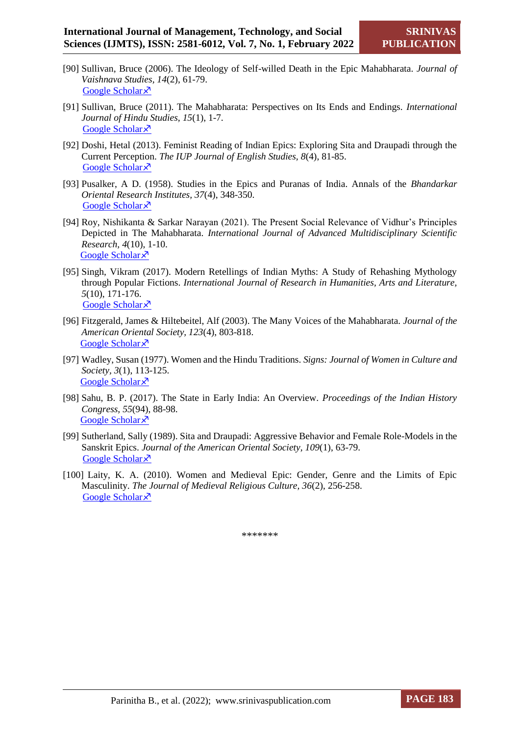[90] Sullivan, Bruce (2006). The Ideology of Self-willed Death in the Epic Mahabharata. *Journal of Vaishnava Studies, 14*(2), 61-79.
Google Scholar↗

[91] Sullivan, Bruce (2011). The Mahabharata: Perspectives on Its Ends and Endings. *International Journal of Hindu Studies, 15*(1), 1-7.
Google Scholar↗

[92] Doshi, Hetal (2013). Feminist Reading of Indian Epics: Exploring Sita and Draupadi through the Current Perception. *The IUP Journal of English Studies, 8*(4), 81-85.
Google Scholar↗

[93] Pusalker, A D. (1958). Studies in the Epics and Puranas of India. Annals of the *Bhandarkar Oriental Research Institutes, 37*(4), 348-350.
Google Scholar↗

[94] Roy, Nishikanta & Sarkar Narayan (2021). The Present Social Relevance of Vidhur's Principles Depicted in The Mahabharata. *International Journal of Advanced Multidisciplinary Scientific Research, 4*(10), 1-10.
Google Scholar↗

[95] Singh, Vikram (2017). Modern Retellings of Indian Myths: A Study of Rehashing Mythology through Popular Fictions. *International Journal of Research in Humanities, Arts and Literature, 5*(10), 171-176.
Google Scholar↗

[96] Fitzgerald, James & Hiltebeitel, Alf (2003). The Many Voices of the Mahabharata. *Journal of the American Oriental Society, 123*(4), 803-818.
Google Scholar↗

[97] Wadley, Susan (1977). Women and the Hindu Traditions. *Signs: Journal of Women in Culture and Society, 3*(1), 113-125.
Google Scholar↗

[98] Sahu, B. P. (2017). The State in Early India: An Overview. *Proceedings of the Indian History Congress, 55*(94), 88-98.
Google Scholar↗

[99] Sutherland, Sally (1989). Sita and Draupadi: Aggressive Behavior and Female Role-Models in the Sanskrit Epics. *Journal of the American Oriental Society, 109*(1), 63-79.
Google Scholar↗

[100] Laity, K. A. (2010). Women and Medieval Epic: Gender, Genre and the Limits of Epic Masculinity. *The Journal of Medieval Religious Culture, 36*(2), 256-258.
Google Scholar↗

*******